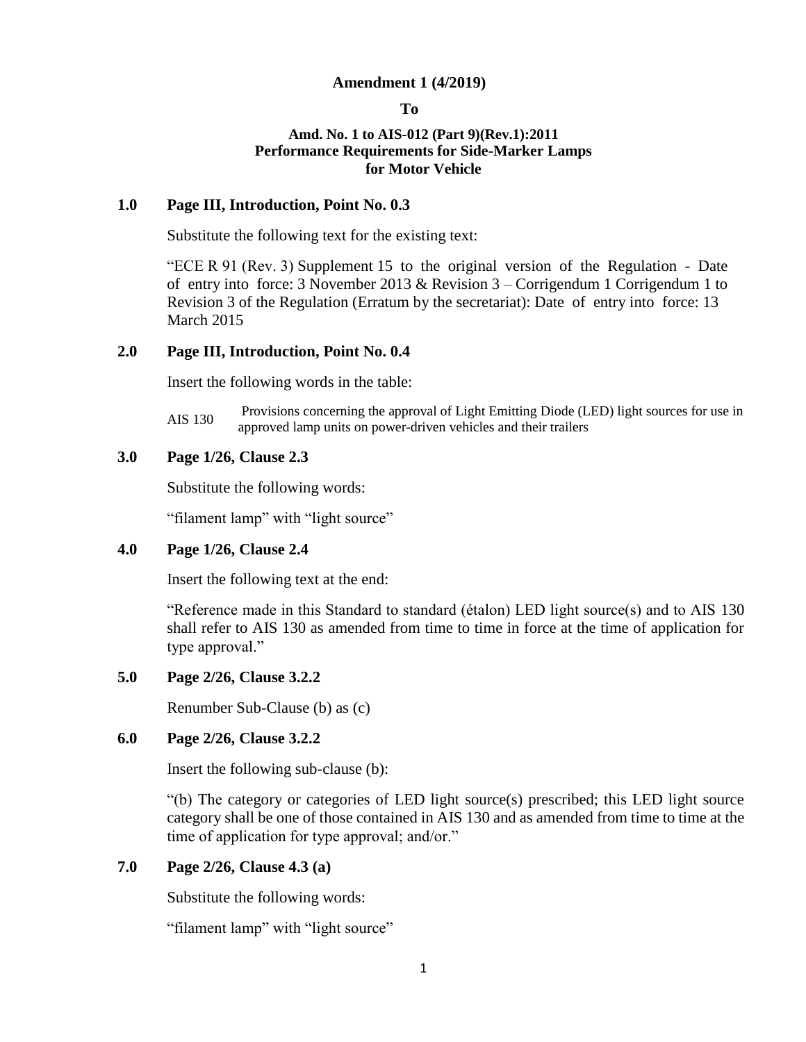**Amendment 1 (4/2019)**

**To**

**Amd. No. 1 to AIS-012 (Part 9)(Rev.1):2011**
**Performance Requirements for Side-Marker Lamps for Motor Vehicle**

**1.0 Page III, Introduction, Point No. 0.3**

Substitute the following text for the existing text:

"ECE R 91 (Rev. 3) Supplement 15 to the original version of the Regulation - Date of entry into force: 3 November 2013 & Revision 3 – Corrigendum 1 Corrigendum 1 to Revision 3 of the Regulation (Erratum by the secretariat): Date of entry into force: 13 March 2015

**2.0 Page III, Introduction, Point No. 0.4**

Insert the following words in the table:

| | |
|---|---|
| AIS 130 | Provisions concerning the approval of Light Emitting Diode (LED) light sources for use in approved lamp units on power-driven vehicles and their trailers |

**3.0 Page 1/26, Clause 2.3**

Substitute the following words:

"filament lamp" with "light source"

**4.0 Page 1/26, Clause 2.4**

Insert the following text at the end:

"Reference made in this Standard to standard (étalon) LED light source(s) and to AIS 130 shall refer to AIS 130 as amended from time to time in force at the time of application for type approval."

**5.0 Page 2/26, Clause 3.2.2**

Renumber Sub-Clause (b) as (c)

**6.0 Page 2/26, Clause 3.2.2**

Insert the following sub-clause (b):

"(b) The category or categories of LED light source(s) prescribed; this LED light source category shall be one of those contained in AIS 130 and as amended from time to time at the time of application for type approval; and/or."

**7.0 Page 2/26, Clause 4.3 (a)**

Substitute the following words:

"filament lamp" with "light source"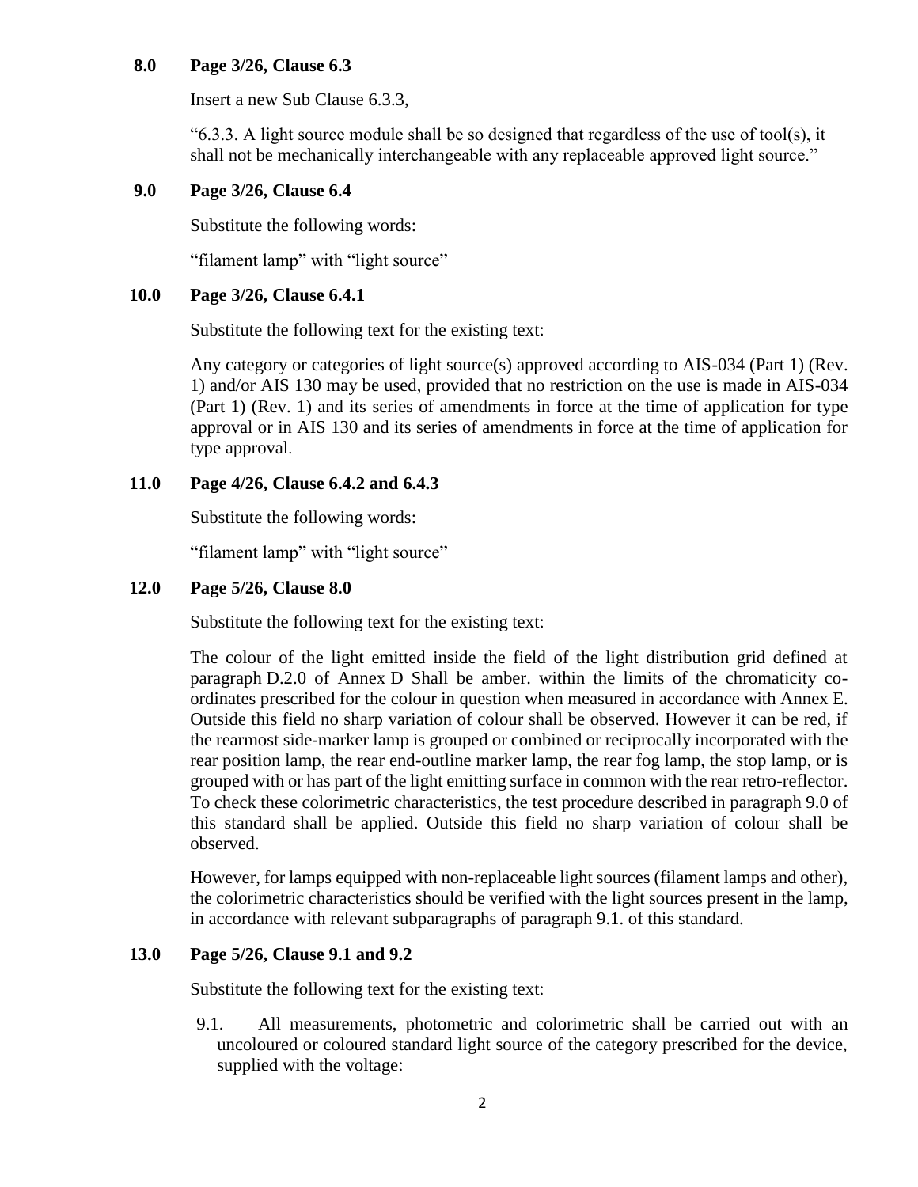**8.0 Page 3/26, Clause 6.3**

Insert a new Sub Clause 6.3.3,

"6.3.3. A light source module shall be so designed that regardless of the use of tool(s), it shall not be mechanically interchangeable with any replaceable approved light source."

**9.0 Page 3/26, Clause 6.4**

Substitute the following words:

"filament lamp" with "light source"

**10.0 Page 3/26, Clause 6.4.1**

Substitute the following text for the existing text:

Any category or categories of light source(s) approved according to AIS-034 (Part 1) (Rev. 1) and/or AIS 130 may be used, provided that no restriction on the use is made in AIS-034 (Part 1) (Rev. 1) and its series of amendments in force at the time of application for type approval or in AIS 130 and its series of amendments in force at the time of application for type approval.

**11.0 Page 4/26, Clause 6.4.2 and 6.4.3**

Substitute the following words:

"filament lamp" with "light source"

**12.0 Page 5/26, Clause 8.0**

Substitute the following text for the existing text:

The colour of the light emitted inside the field of the light distribution grid defined at paragraph D.2.0 of Annex D Shall be amber. within the limits of the chromaticity co-ordinates prescribed for the colour in question when measured in accordance with Annex E. Outside this field no sharp variation of colour shall be observed. However it can be red, if the rearmost side-marker lamp is grouped or combined or reciprocally incorporated with the rear position lamp, the rear end-outline marker lamp, the rear fog lamp, the stop lamp, or is grouped with or has part of the light emitting surface in common with the rear retro-reflector. To check these colorimetric characteristics, the test procedure described in paragraph 9.0 of this standard shall be applied. Outside this field no sharp variation of colour shall be observed.

However, for lamps equipped with non-replaceable light sources (filament lamps and other), the colorimetric characteristics should be verified with the light sources present in the lamp, in accordance with relevant subparagraphs of paragraph 9.1. of this standard.

**13.0 Page 5/26, Clause 9.1 and 9.2**

Substitute the following text for the existing text:

9.1. All measurements, photometric and colorimetric shall be carried out with an uncoloured or coloured standard light source of the category prescribed for the device, supplied with the voltage: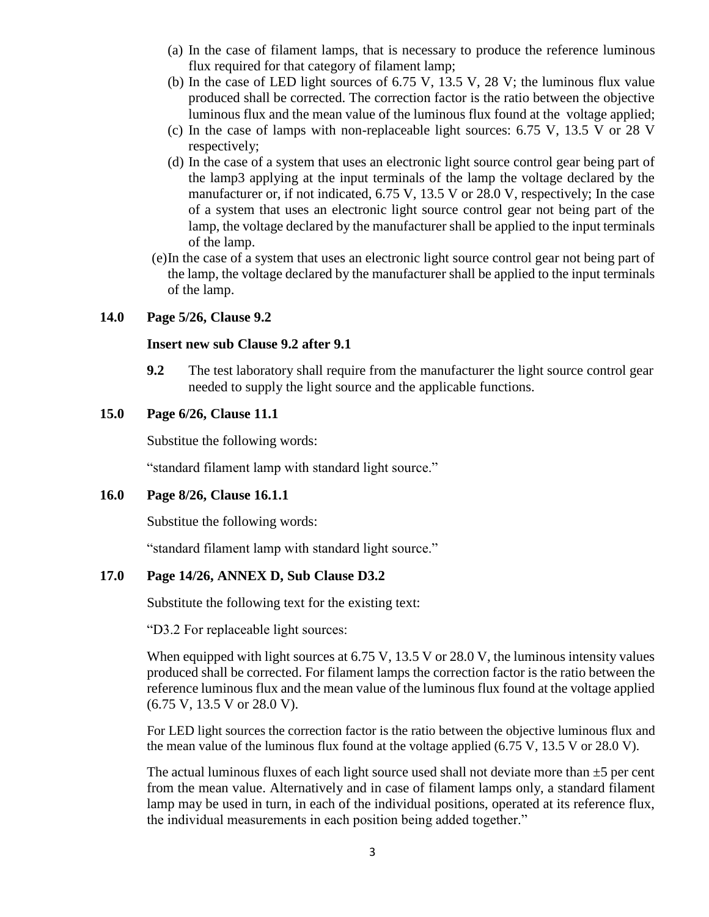(a) In the case of filament lamps, that is necessary to produce the reference luminous flux required for that category of filament lamp;

(b) In the case of LED light sources of 6.75 V, 13.5 V, 28 V; the luminous flux value produced shall be corrected. The correction factor is the ratio between the objective luminous flux and the mean value of the luminous flux found at the voltage applied;

(c) In the case of lamps with non-replaceable light sources: 6.75 V, 13.5 V or 28 V respectively;

(d) In the case of a system that uses an electronic light source control gear being part of the lamp3 applying at the input terminals of the lamp the voltage declared by the manufacturer or, if not indicated, 6.75 V, 13.5 V or 28.0 V, respectively; In the case of a system that uses an electronic light source control gear not being part of the lamp, the voltage declared by the manufacturer shall be applied to the input terminals of the lamp.

(e)In the case of a system that uses an electronic light source control gear not being part of the lamp, the voltage declared by the manufacturer shall be applied to the input terminals of the lamp.

**14.0 Page 5/26, Clause 9.2**

**Insert new sub Clause 9.2 after 9.1**

**9.2** The test laboratory shall require from the manufacturer the light source control gear needed to supply the light source and the applicable functions.

**15.0 Page 6/26, Clause 11.1**

Substitue the following words:

"standard filament lamp with standard light source."

**16.0 Page 8/26, Clause 16.1.1**

Substitue the following words:

"standard filament lamp with standard light source."

**17.0 Page 14/26, ANNEX D, Sub Clause D3.2**

Substitute the following text for the existing text:

"D3.2 For replaceable light sources:

When equipped with light sources at 6.75 V, 13.5 V or 28.0 V, the luminous intensity values produced shall be corrected. For filament lamps the correction factor is the ratio between the reference luminous flux and the mean value of the luminous flux found at the voltage applied (6.75 V, 13.5 V or 28.0 V).

For LED light sources the correction factor is the ratio between the objective luminous flux and the mean value of the luminous flux found at the voltage applied (6.75 V, 13.5 V or 28.0 V).

The actual luminous fluxes of each light source used shall not deviate more than ±5 per cent from the mean value. Alternatively and in case of filament lamps only, a standard filament lamp may be used in turn, in each of the individual positions, operated at its reference flux, the individual measurements in each position being added together."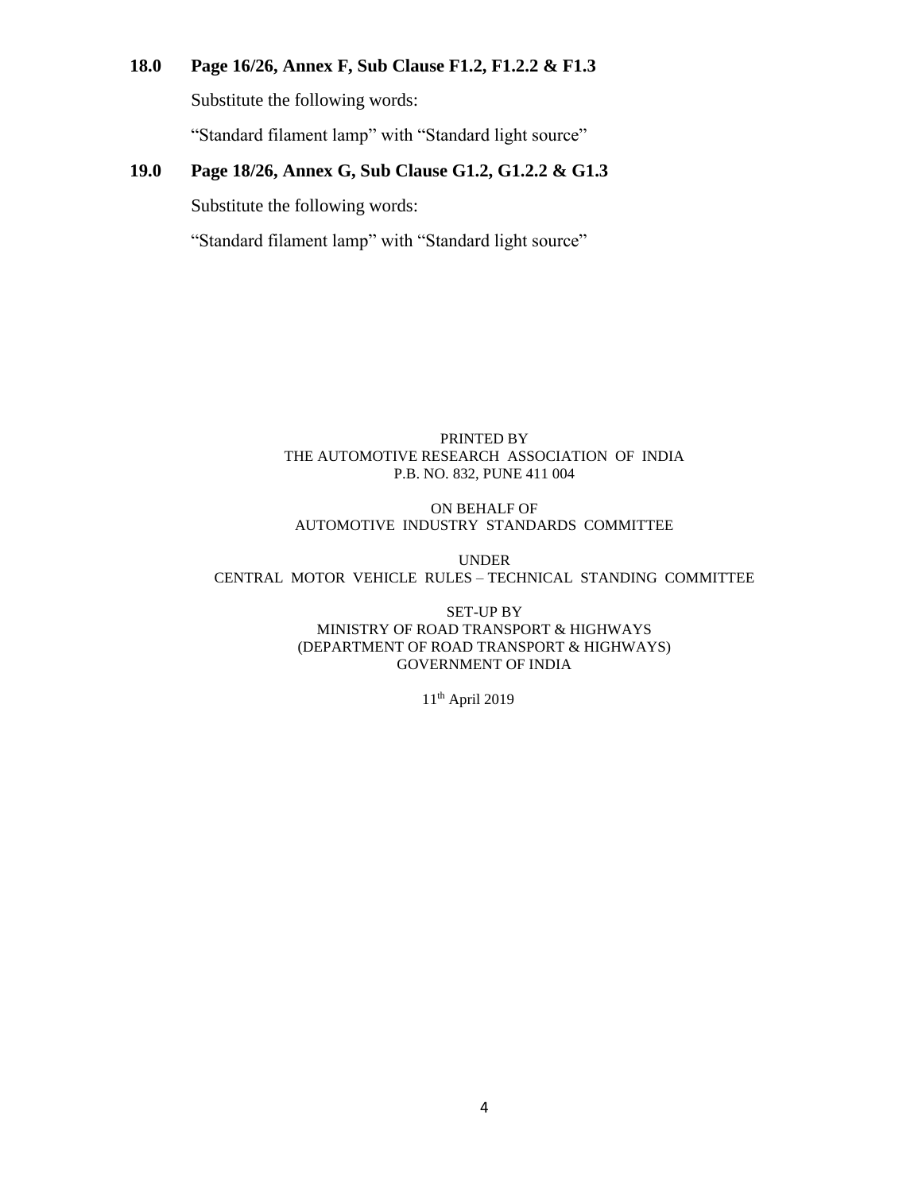**18.0 Page 16/26, Annex F, Sub Clause F1.2, F1.2.2 & F1.3**

Substitute the following words:

"Standard filament lamp" with "Standard light source"

**19.0 Page 18/26, Annex G, Sub Clause G1.2, G1.2.2 & G1.3**

Substitute the following words:

"Standard filament lamp" with "Standard light source"

PRINTED BY
THE AUTOMOTIVE RESEARCH ASSOCIATION OF INDIA
P.B. NO. 832, PUNE 411 004

ON BEHALF OF
AUTOMOTIVE INDUSTRY STANDARDS COMMITTEE

UNDER
CENTRAL MOTOR VEHICLE RULES – TECHNICAL STANDING COMMITTEE

SET-UP BY
MINISTRY OF ROAD TRANSPORT & HIGHWAYS
(DEPARTMENT OF ROAD TRANSPORT & HIGHWAYS)
GOVERNMENT OF INDIA

11th April 2019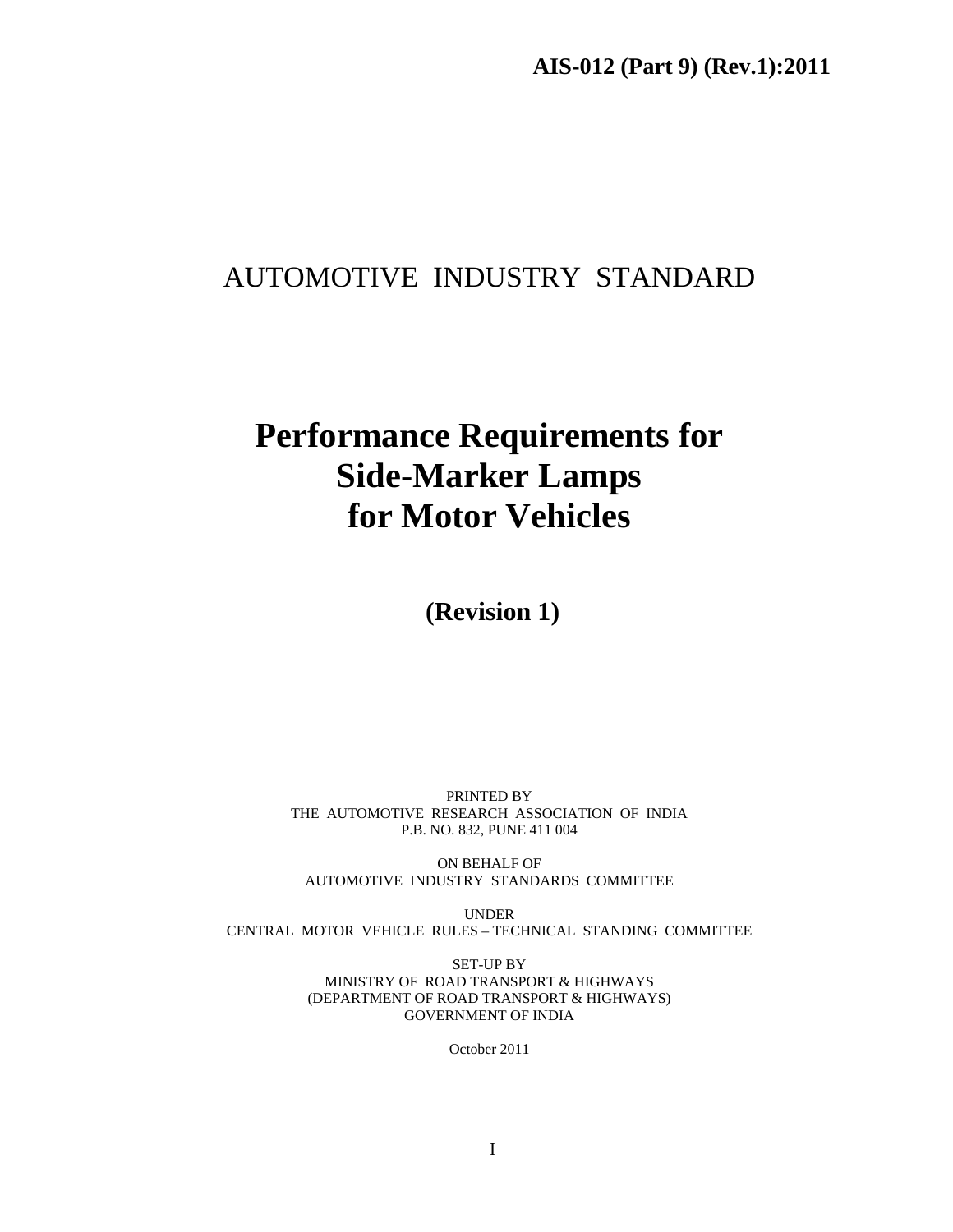**AIS-012 (Part 9) (Rev.1):2011**

AUTOMOTIVE INDUSTRY STANDARD

# Performance Requirements for Side-Marker Lamps for Motor Vehicles

**(Revision 1)**

PRINTED BY
THE AUTOMOTIVE RESEARCH ASSOCIATION OF INDIA
P.B. NO. 832, PUNE 411 004

ON BEHALF OF
AUTOMOTIVE INDUSTRY STANDARDS COMMITTEE

UNDER
CENTRAL MOTOR VEHICLE RULES – TECHNICAL STANDING COMMITTEE

SET-UP BY
MINISTRY OF ROAD TRANSPORT & HIGHWAYS
(DEPARTMENT OF ROAD TRANSPORT & HIGHWAYS)
GOVERNMENT OF INDIA

October 2011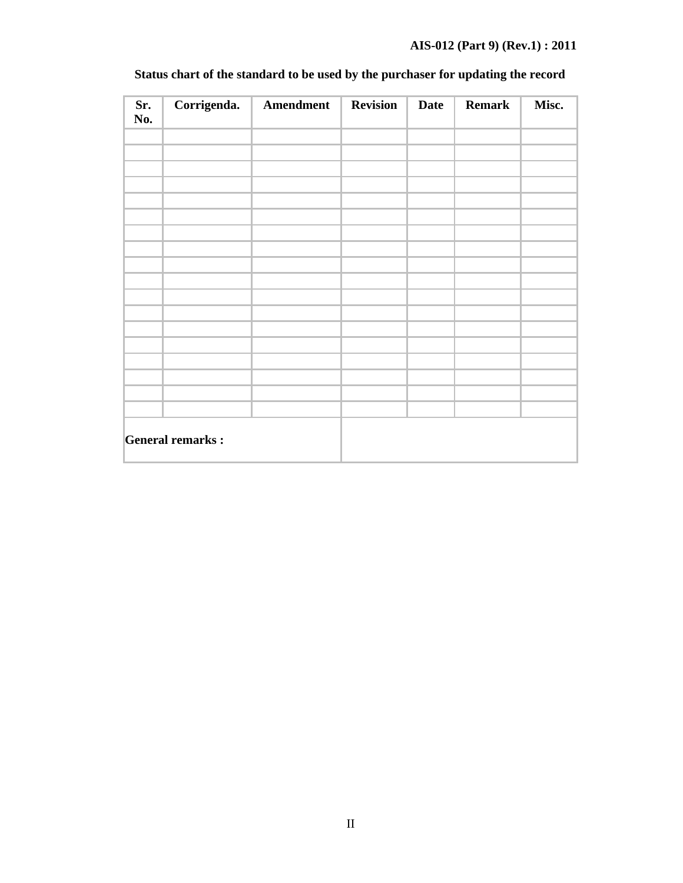**Status chart of the standard to be used by the purchaser for updating the record**

| Sr. No. | Corrigenda. | Amendment | Revision | Date | Remark | Misc. |
|---|---|---|---|---|---|---|
| | | | | | | |
| | | | | | | |
| | | | | | | |
| | | | | | | |
| | | | | | | |
| | | | | | | |
| | | | | | | |
| | | | | | | |
| | | | | | | |
| | | | | | | |
| | | | | | | |
| | | | | | | |
| | | | | | | |
| | | | | | | |
| | | | | | | |
| | | | | | | |
| | | | | | | |
| | | | | | | |
| **General remarks :** | | | | | | |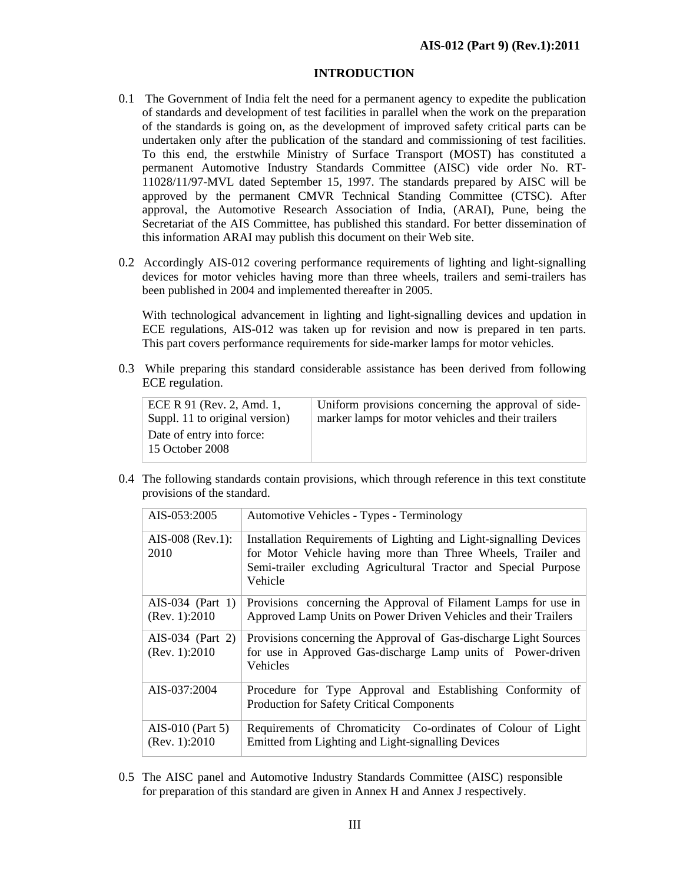# INTRODUCTION

0.1 The Government of India felt the need for a permanent agency to expedite the publication of standards and development of test facilities in parallel when the work on the preparation of the standards is going on, as the development of improved safety critical parts can be undertaken only after the publication of the standard and commissioning of test facilities. To this end, the erstwhile Ministry of Surface Transport (MOST) has constituted a permanent Automotive Industry Standards Committee (AISC) vide order No. RT-11028/11/97-MVL dated September 15, 1997. The standards prepared by AISC will be approved by the permanent CMVR Technical Standing Committee (CTSC). After approval, the Automotive Research Association of India, (ARAI), Pune, being the Secretariat of the AIS Committee, has published this standard. For better dissemination of this information ARAI may publish this document on their Web site.

0.2 Accordingly AIS-012 covering performance requirements of lighting and light-signalling devices for motor vehicles having more than three wheels, trailers and semi-trailers has been published in 2004 and implemented thereafter in 2005.

With technological advancement in lighting and light-signalling devices and updation in ECE regulations, AIS-012 was taken up for revision and now is prepared in ten parts. This part covers performance requirements for side-marker lamps for motor vehicles.

0.3 While preparing this standard considerable assistance has been derived from following ECE regulation.

| ECE R 91 (Rev. 2, Amd. 1, Suppl. 11 to original version)<br>Date of entry into force: 15 October 2008 | Uniform provisions concerning the approval of side-marker lamps for motor vehicles and their trailers |
|---|---|

0.4 The following standards contain provisions, which through reference in this text constitute provisions of the standard.

| AIS-053:2005 | Automotive Vehicles - Types - Terminology |
|---|---|
| AIS-008 (Rev.1): 2010 | Installation Requirements of Lighting and Light-signalling Devices for Motor Vehicle having more than Three Wheels, Trailer and Semi-trailer excluding Agricultural Tractor and Special Purpose Vehicle |
| AIS-034 (Part 1) (Rev. 1):2010 | Provisions concerning the Approval of Filament Lamps for use in Approved Lamp Units on Power Driven Vehicles and their Trailers |
| AIS-034 (Part 2) (Rev. 1):2010 | Provisions concerning the Approval of Gas-discharge Light Sources for use in Approved Gas-discharge Lamp units of Power-driven Vehicles |
| AIS-037:2004 | Procedure for Type Approval and Establishing Conformity of Production for Safety Critical Components |
| AIS-010 (Part 5) (Rev. 1):2010 | Requirements of Chromaticity Co-ordinates of Colour of Light Emitted from Lighting and Light-signalling Devices |

0.5 The AISC panel and Automotive Industry Standards Committee (AISC) responsible for preparation of this standard are given in Annex H and Annex J respectively.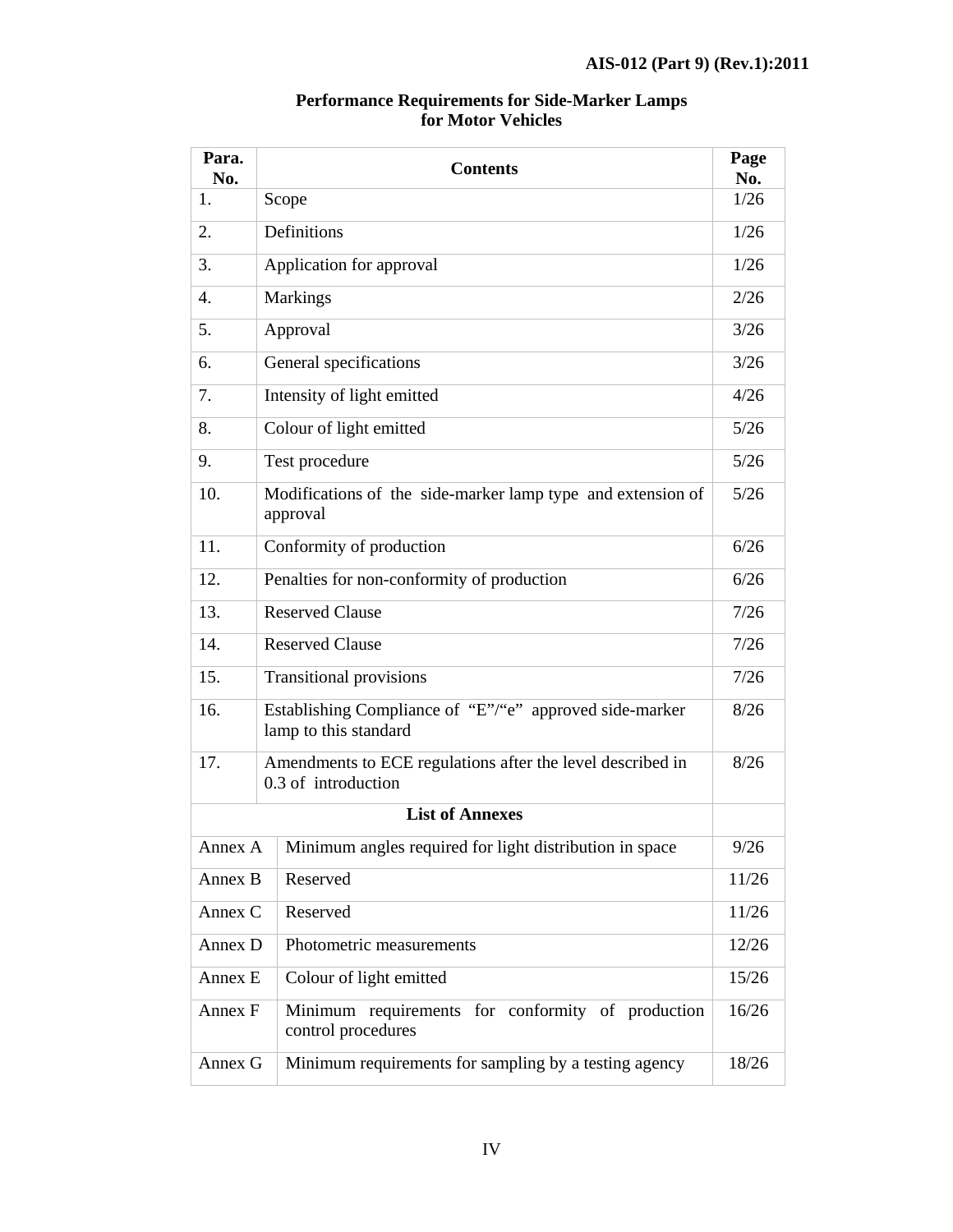**Performance Requirements for Side-Marker Lamps for Motor Vehicles**

| Para. No. | Contents | Page No. |
|---|---|---|
| 1. | Scope | 1/26 |
| 2. | Definitions | 1/26 |
| 3. | Application for approval | 1/26 |
| 4. | Markings | 2/26 |
| 5. | Approval | 3/26 |
| 6. | General specifications | 3/26 |
| 7. | Intensity of light emitted | 4/26 |
| 8. | Colour of light emitted | 5/26 |
| 9. | Test procedure | 5/26 |
| 10. | Modifications of the side-marker lamp type and extension of approval | 5/26 |
| 11. | Conformity of production | 6/26 |
| 12. | Penalties for non-conformity of production | 6/26 |
| 13. | Reserved Clause | 7/26 |
| 14. | Reserved Clause | 7/26 |
| 15. | Transitional provisions | 7/26 |
| 16. | Establishing Compliance of "E"/"e" approved side-marker lamp to this standard | 8/26 |
| 17. | Amendments to ECE regulations after the level described in 0.3 of introduction | 8/26 |
| | **List of Annexes** | |
| Annex A | Minimum angles required for light distribution in space | 9/26 |
| Annex B | Reserved | 11/26 |
| Annex C | Reserved | 11/26 |
| Annex D | Photometric measurements | 12/26 |
| Annex E | Colour of light emitted | 15/26 |
| Annex F | Minimum requirements for conformity of production control procedures | 16/26 |
| Annex G | Minimum requirements for sampling by a testing agency | 18/26 |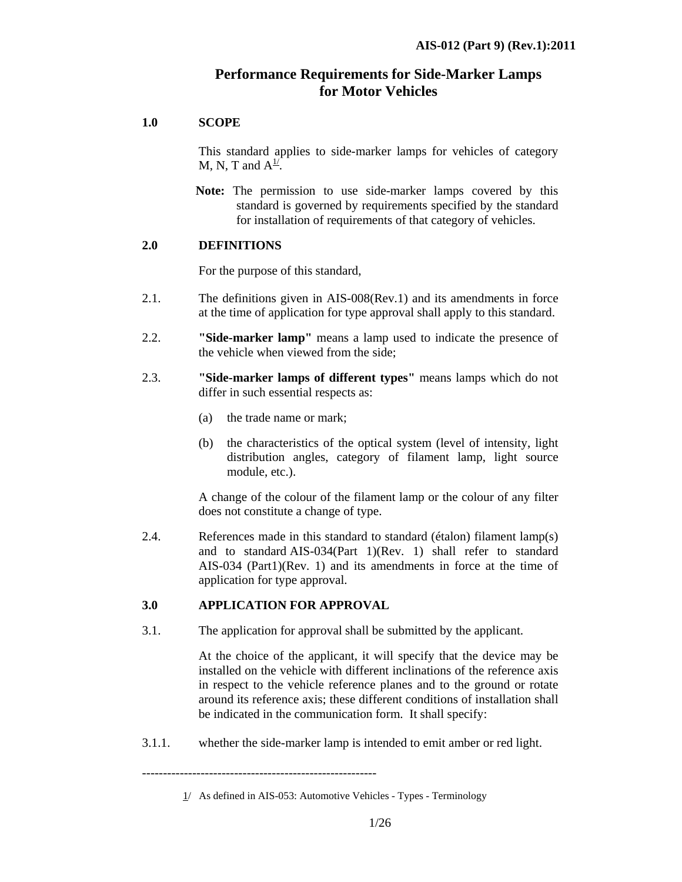# Performance Requirements for Side-Marker Lamps for Motor Vehicles

## 1.0 SCOPE

This standard applies to side-marker lamps for vehicles of category M, N, T and A[1/].

**Note:** The permission to use side-marker lamps covered by this standard is governed by requirements specified by the standard for installation of requirements of that category of vehicles.

## 2.0 DEFINITIONS

For the purpose of this standard,

2.1. The definitions given in AIS-008(Rev.1) and its amendments in force at the time of application for type approval shall apply to this standard.

2.2. **"Side-marker lamp"** means a lamp used to indicate the presence of the vehicle when viewed from the side;

2.3. **"Side-marker lamps of different types"** means lamps which do not differ in such essential respects as:

(a) the trade name or mark;

(b) the characteristics of the optical system (level of intensity, light distribution angles, category of filament lamp, light source module, etc.).

A change of the colour of the filament lamp or the colour of any filter does not constitute a change of type.

2.4. References made in this standard to standard (étalon) filament lamp(s) and to standard AIS-034(Part 1)(Rev. 1) shall refer to standard AIS-034 (Part1)(Rev. 1) and its amendments in force at the time of application for type approval.

## 3.0 APPLICATION FOR APPROVAL

3.1. The application for approval shall be submitted by the applicant.

At the choice of the applicant, it will specify that the device may be installed on the vehicle with different inclinations of the reference axis in respect to the vehicle reference planes and to the ground or rotate around its reference axis; these different conditions of installation shall be indicated in the communication form. It shall specify:

3.1.1. whether the side-marker lamp is intended to emit amber or red light.

---

[1/] As defined in AIS-053: Automotive Vehicles - Types - Terminology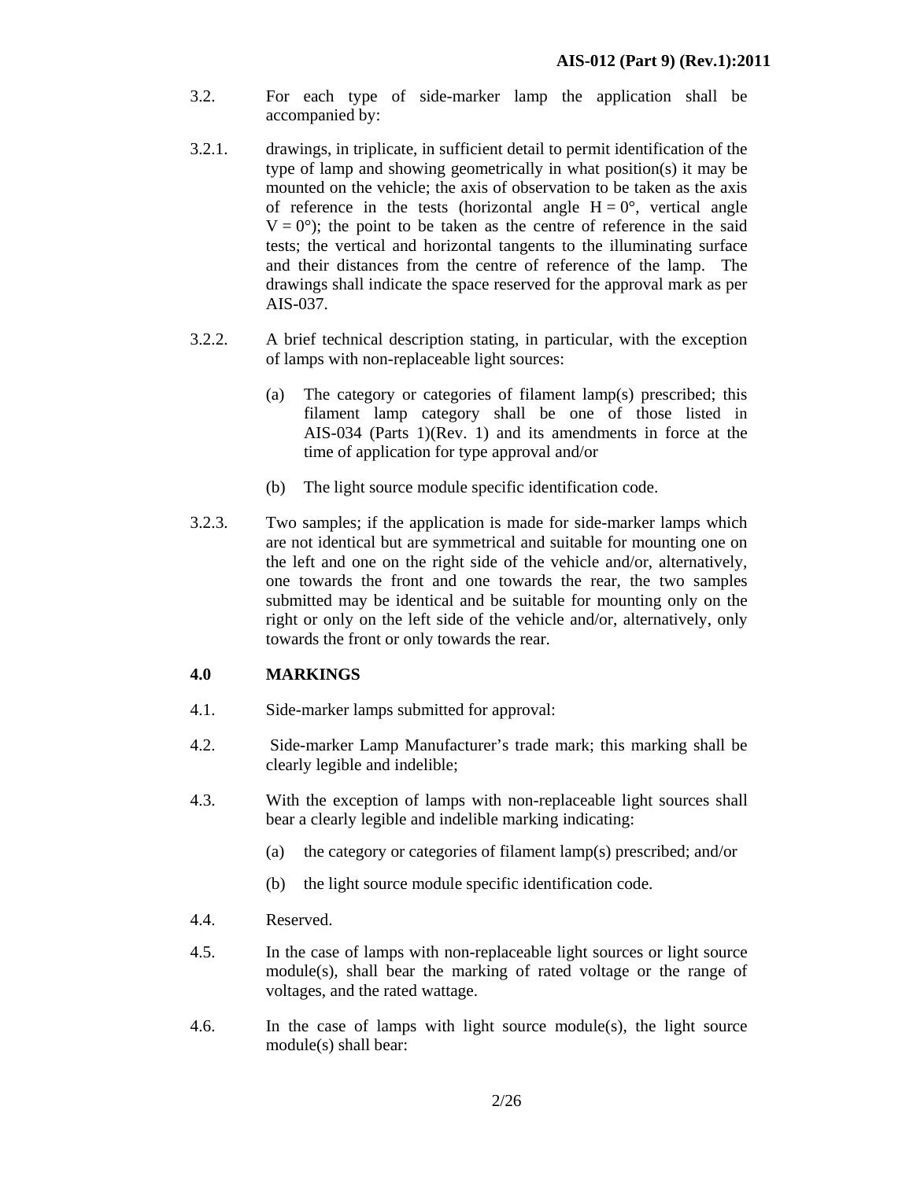3.2. For each type of side-marker lamp the application shall be accompanied by:

3.2.1. drawings, in triplicate, in sufficient detail to permit identification of the type of lamp and showing geometrically in what position(s) it may be mounted on the vehicle; the axis of observation to be taken as the axis of reference in the tests (horizontal angle $H = 0°$, vertical angle $V = 0°$); the point to be taken as the centre of reference in the said tests; the vertical and horizontal tangents to the illuminating surface and their distances from the centre of reference of the lamp. The drawings shall indicate the space reserved for the approval mark as per AIS-037.

3.2.2. A brief technical description stating, in particular, with the exception of lamps with non-replaceable light sources:

(a) The category or categories of filament lamp(s) prescribed; this filament lamp category shall be one of those listed in AIS-034 (Parts 1)(Rev. 1) and its amendments in force at the time of application for type approval and/or

(b) The light source module specific identification code.

3.2.3. Two samples; if the application is made for side-marker lamps which are not identical but are symmetrical and suitable for mounting one on the left and one on the right side of the vehicle and/or, alternatively, one towards the front and one towards the rear, the two samples submitted may be identical and be suitable for mounting only on the right or only on the left side of the vehicle and/or, alternatively, only towards the front or only towards the rear.

## 4.0 MARKINGS

4.1. Side-marker lamps submitted for approval:

4.2. Side-marker Lamp Manufacturer's trade mark; this marking shall be clearly legible and indelible;

4.3. With the exception of lamps with non-replaceable light sources shall bear a clearly legible and indelible marking indicating:

(a) the category or categories of filament lamp(s) prescribed; and/or

(b) the light source module specific identification code.

4.4. Reserved.

4.5. In the case of lamps with non-replaceable light sources or light source module(s), shall bear the marking of rated voltage or the range of voltages, and the rated wattage.

4.6. In the case of lamps with light source module(s), the light source module(s) shall bear: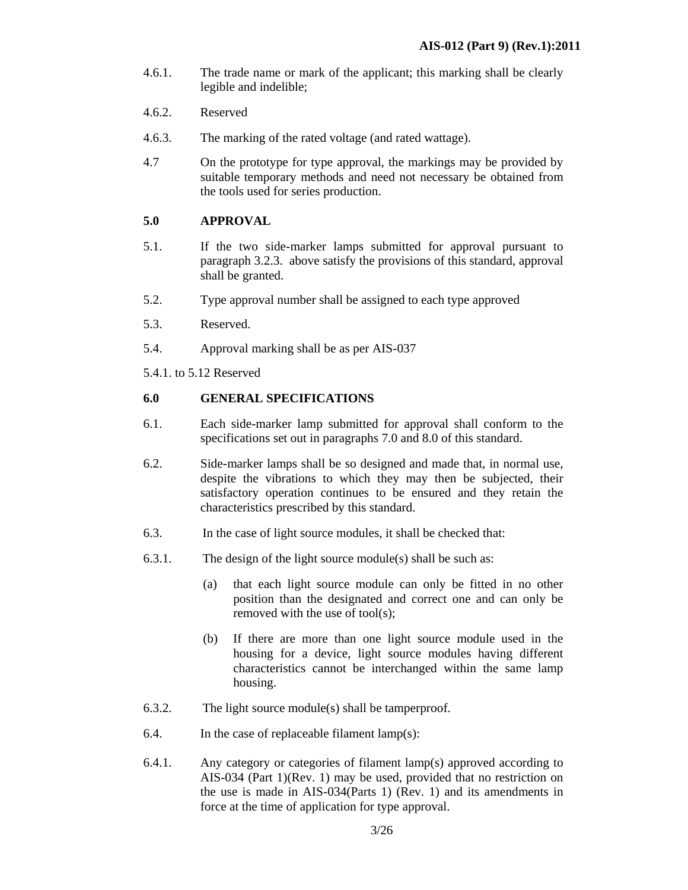4.6.1. The trade name or mark of the applicant; this marking shall be clearly legible and indelible;

4.6.2. Reserved

4.6.3. The marking of the rated voltage (and rated wattage).

4.7 On the prototype for type approval, the markings may be provided by suitable temporary methods and need not necessary be obtained from the tools used for series production.

## 5.0 APPROVAL

5.1. If the two side-marker lamps submitted for approval pursuant to paragraph 3.2.3. above satisfy the provisions of this standard, approval shall be granted.

5.2. Type approval number shall be assigned to each type approved

5.3. Reserved.

5.4. Approval marking shall be as per AIS-037

5.4.1. to 5.12 Reserved

## 6.0 GENERAL SPECIFICATIONS

6.1. Each side-marker lamp submitted for approval shall conform to the specifications set out in paragraphs 7.0 and 8.0 of this standard.

6.2. Side-marker lamps shall be so designed and made that, in normal use, despite the vibrations to which they may then be subjected, their satisfactory operation continues to be ensured and they retain the characteristics prescribed by this standard.

6.3. In the case of light source modules, it shall be checked that:

6.3.1. The design of the light source module(s) shall be such as:

(a) that each light source module can only be fitted in no other position than the designated and correct one and can only be removed with the use of tool(s);

(b) If there are more than one light source module used in the housing for a device, light source modules having different characteristics cannot be interchanged within the same lamp housing.

6.3.2. The light source module(s) shall be tamperproof.

6.4. In the case of replaceable filament lamp(s):

6.4.1. Any category or categories of filament lamp(s) approved according to AIS-034 (Part 1)(Rev. 1) may be used, provided that no restriction on the use is made in AIS-034(Parts 1) (Rev. 1) and its amendments in force at the time of application for type approval.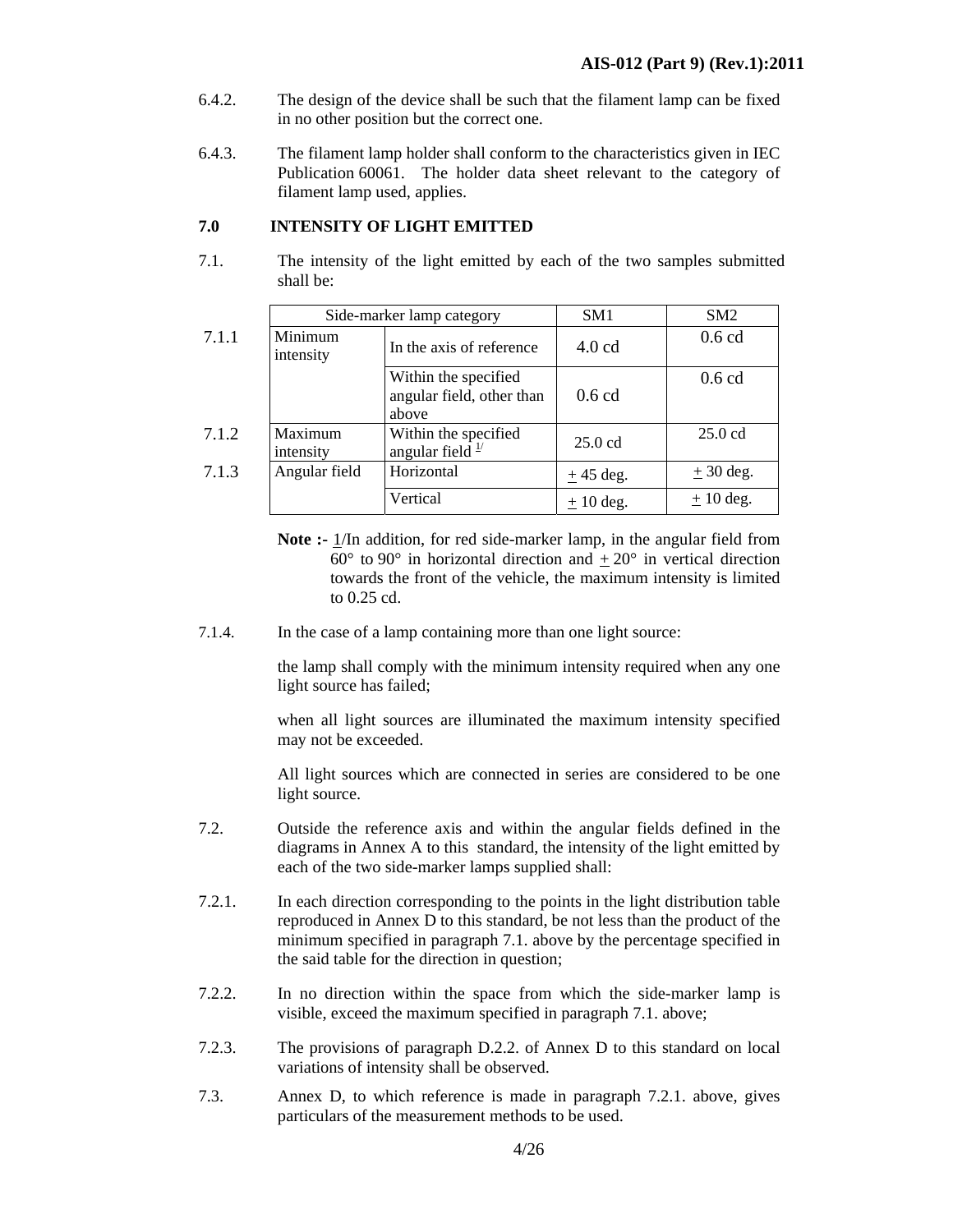6.4.2. The design of the device shall be such that the filament lamp can be fixed in no other position but the correct one.

6.4.3. The filament lamp holder shall conform to the characteristics given in IEC Publication 60061. The holder data sheet relevant to the category of filament lamp used, applies.

## 7.0 INTENSITY OF LIGHT EMITTED

7.1. The intensity of the light emitted by each of the two samples submitted shall be:

| | Side-marker lamp category | | SM1 | SM2 |
|---|---|---|---|---|
| 7.1.1 | Minimum intensity | In the axis of reference | 4.0 cd | 0.6 cd |
| | | Within the specified angular field, other than above | 0.6 cd | 0.6 cd |
| 7.1.2 | Maximum intensity | Within the specified angular field [1/] | 25.0 cd | 25.0 cd |
| 7.1.3 | Angular field | Horizontal | ± 45 deg. | ± 30 deg. |
| | | Vertical | ± 10 deg. | ± 10 deg. |

**Note :-** 1/In addition, for red side-marker lamp, in the angular field from 60° to 90° in horizontal direction and ± 20° in vertical direction towards the front of the vehicle, the maximum intensity is limited to 0.25 cd.

7.1.4. In the case of a lamp containing more than one light source:

the lamp shall comply with the minimum intensity required when any one light source has failed;

when all light sources are illuminated the maximum intensity specified may not be exceeded.

All light sources which are connected in series are considered to be one light source.

7.2. Outside the reference axis and within the angular fields defined in the diagrams in Annex A to this standard, the intensity of the light emitted by each of the two side-marker lamps supplied shall:

7.2.1. In each direction corresponding to the points in the light distribution table reproduced in Annex D to this standard, be not less than the product of the minimum specified in paragraph 7.1. above by the percentage specified in the said table for the direction in question;

7.2.2. In no direction within the space from which the side-marker lamp is visible, exceed the maximum specified in paragraph 7.1. above;

7.2.3. The provisions of paragraph D.2.2. of Annex D to this standard on local variations of intensity shall be observed.

7.3. Annex D, to which reference is made in paragraph 7.2.1. above, gives particulars of the measurement methods to be used.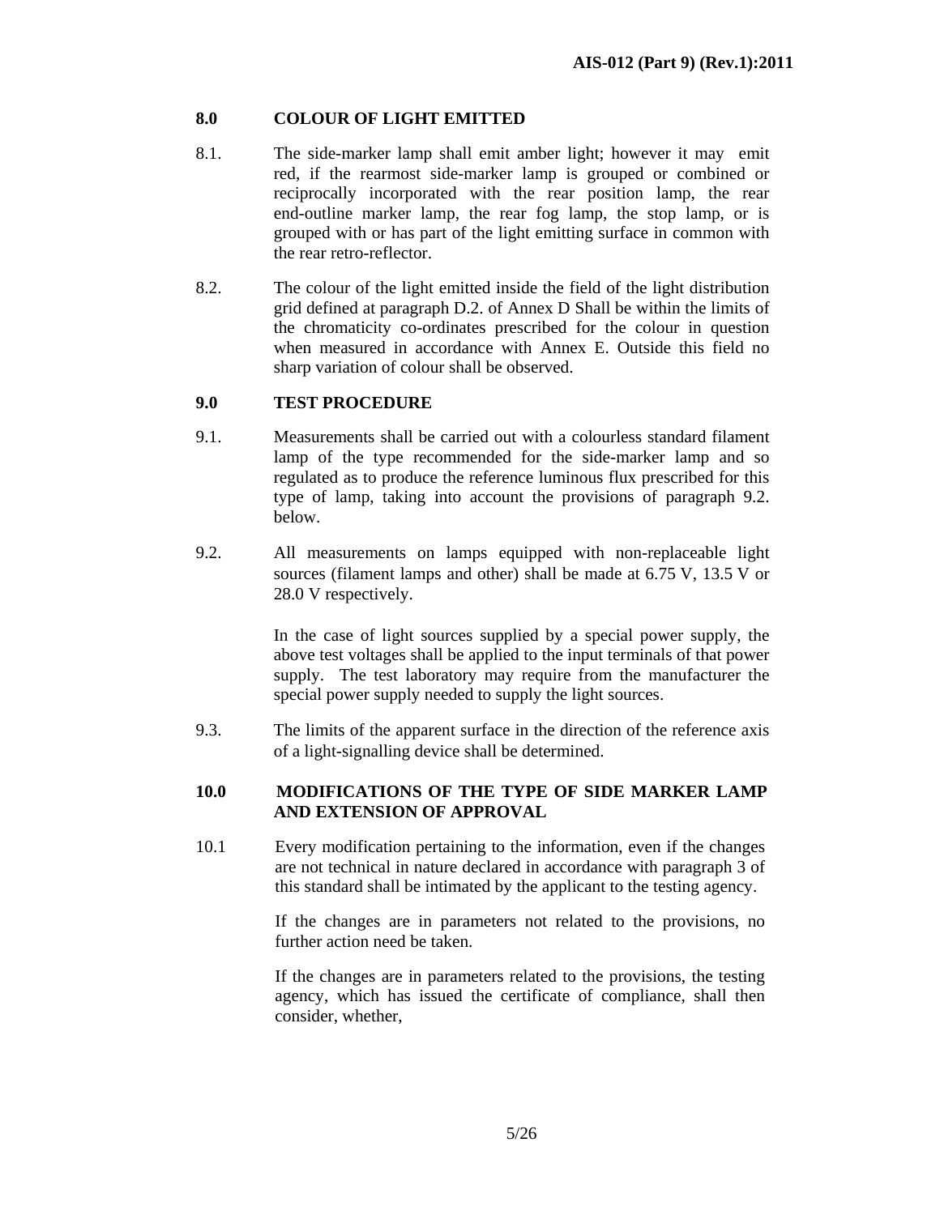## 8.0 COLOUR OF LIGHT EMITTED

8.1. The side-marker lamp shall emit amber light; however it may emit red, if the rearmost side-marker lamp is grouped or combined or reciprocally incorporated with the rear position lamp, the rear end-outline marker lamp, the rear fog lamp, the stop lamp, or is grouped with or has part of the light emitting surface in common with the rear retro-reflector.

8.2. The colour of the light emitted inside the field of the light distribution grid defined at paragraph D.2. of Annex D Shall be within the limits of the chromaticity co-ordinates prescribed for the colour in question when measured in accordance with Annex E. Outside this field no sharp variation of colour shall be observed.

## 9.0 TEST PROCEDURE

9.1. Measurements shall be carried out with a colourless standard filament lamp of the type recommended for the side-marker lamp and so regulated as to produce the reference luminous flux prescribed for this type of lamp, taking into account the provisions of paragraph 9.2. below.

9.2. All measurements on lamps equipped with non-replaceable light sources (filament lamps and other) shall be made at 6.75 V, 13.5 V or 28.0 V respectively.

In the case of light sources supplied by a special power supply, the above test voltages shall be applied to the input terminals of that power supply. The test laboratory may require from the manufacturer the special power supply needed to supply the light sources.

9.3. The limits of the apparent surface in the direction of the reference axis of a light-signalling device shall be determined.

## 10.0 MODIFICATIONS OF THE TYPE OF SIDE MARKER LAMP AND EXTENSION OF APPROVAL

10.1 Every modification pertaining to the information, even if the changes are not technical in nature declared in accordance with paragraph 3 of this standard shall be intimated by the applicant to the testing agency.

If the changes are in parameters not related to the provisions, no further action need be taken.

If the changes are in parameters related to the provisions, the testing agency, which has issued the certificate of compliance, shall then consider, whether,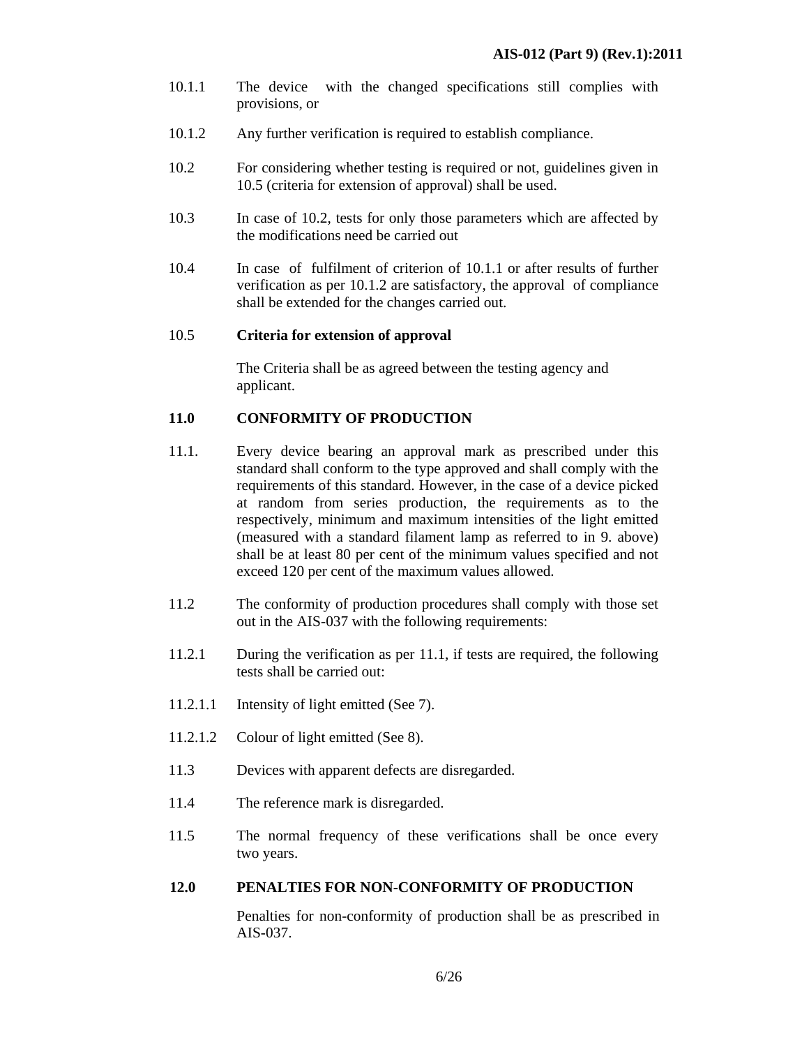10.1.1 The device with the changed specifications still complies with provisions, or

10.1.2 Any further verification is required to establish compliance.

10.2 For considering whether testing is required or not, guidelines given in 10.5 (criteria for extension of approval) shall be used.

10.3 In case of 10.2, tests for only those parameters which are affected by the modifications need be carried out

10.4 In case of fulfilment of criterion of 10.1.1 or after results of further verification as per 10.1.2 are satisfactory, the approval of compliance shall be extended for the changes carried out.

10.5 **Criteria for extension of approval**

The Criteria shall be as agreed between the testing agency and applicant.

## 11.0 CONFORMITY OF PRODUCTION

11.1. Every device bearing an approval mark as prescribed under this standard shall conform to the type approved and shall comply with the requirements of this standard. However, in the case of a device picked at random from series production, the requirements as to the respectively, minimum and maximum intensities of the light emitted (measured with a standard filament lamp as referred to in 9. above) shall be at least 80 per cent of the minimum values specified and not exceed 120 per cent of the maximum values allowed.

11.2 The conformity of production procedures shall comply with those set out in the AIS-037 with the following requirements:

11.2.1 During the verification as per 11.1, if tests are required, the following tests shall be carried out:

11.2.1.1 Intensity of light emitted (See 7).

11.2.1.2 Colour of light emitted (See 8).

11.3 Devices with apparent defects are disregarded.

11.4 The reference mark is disregarded.

11.5 The normal frequency of these verifications shall be once every two years.

## 12.0 PENALTIES FOR NON-CONFORMITY OF PRODUCTION

Penalties for non-conformity of production shall be as prescribed in AIS-037.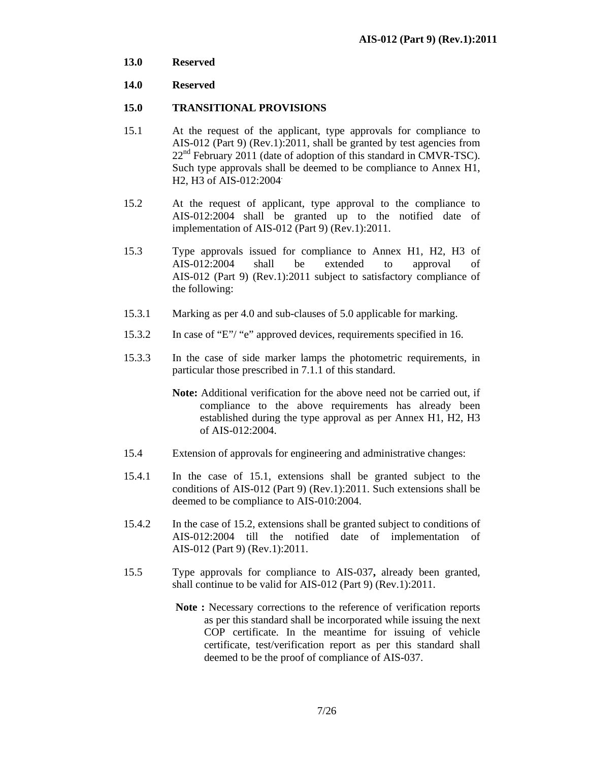**13.0 Reserved**

**14.0 Reserved**

**15.0 TRANSITIONAL PROVISIONS**

15.1 At the request of the applicant, type approvals for compliance to AIS-012 (Part 9) (Rev.1):2011, shall be granted by test agencies from 22nd February 2011 (date of adoption of this standard in CMVR-TSC). Such type approvals shall be deemed to be compliance to Annex H1, H2, H3 of AIS-012:2004.

15.2 At the request of applicant, type approval to the compliance to AIS-012:2004 shall be granted up to the notified date of implementation of AIS-012 (Part 9) (Rev.1):2011.

15.3 Type approvals issued for compliance to Annex H1, H2, H3 of AIS-012:2004 shall be extended to approval of AIS-012 (Part 9) (Rev.1):2011 subject to satisfactory compliance of the following:

15.3.1 Marking as per 4.0 and sub-clauses of 5.0 applicable for marking.

15.3.2 In case of "E"/ "e" approved devices, requirements specified in 16.

15.3.3 In the case of side marker lamps the photometric requirements, in particular those prescribed in 7.1.1 of this standard.

**Note:** Additional verification for the above need not be carried out, if compliance to the above requirements has already been established during the type approval as per Annex H1, H2, H3 of AIS-012:2004.

15.4 Extension of approvals for engineering and administrative changes:

15.4.1 In the case of 15.1, extensions shall be granted subject to the conditions of AIS-012 (Part 9) (Rev.1):2011. Such extensions shall be deemed to be compliance to AIS-010:2004.

15.4.2 In the case of 15.2, extensions shall be granted subject to conditions of AIS-012:2004 till the notified date of implementation of AIS-012 (Part 9) (Rev.1):2011.

15.5 Type approvals for compliance to AIS-037**,** already been granted, shall continue to be valid for AIS-012 (Part 9) (Rev.1):2011.

**Note :** Necessary corrections to the reference of verification reports as per this standard shall be incorporated while issuing the next COP certificate. In the meantime for issuing of vehicle certificate, test/verification report as per this standard shall deemed to be the proof of compliance of AIS-037.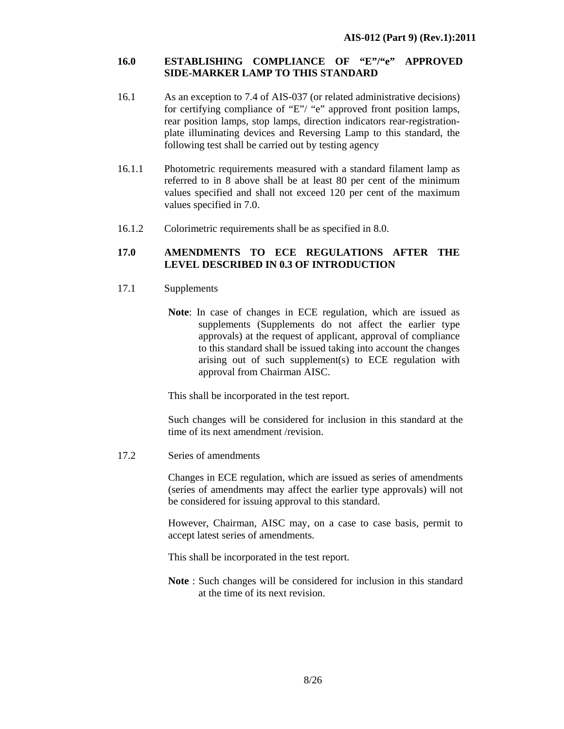## 16.0 ESTABLISHING COMPLIANCE OF "E"/"e" APPROVED SIDE-MARKER LAMP TO THIS STANDARD

16.1 As an exception to 7.4 of AIS-037 (or related administrative decisions) for certifying compliance of "E"/ "e" approved front position lamps, rear position lamps, stop lamps, direction indicators rear-registration-plate illuminating devices and Reversing Lamp to this standard, the following test shall be carried out by testing agency

16.1.1 Photometric requirements measured with a standard filament lamp as referred to in 8 above shall be at least 80 per cent of the minimum values specified and shall not exceed 120 per cent of the maximum values specified in 7.0.

16.1.2 Colorimetric requirements shall be as specified in 8.0.

## 17.0 AMENDMENTS TO ECE REGULATIONS AFTER THE LEVEL DESCRIBED IN 0.3 OF INTRODUCTION

17.1 Supplements

**Note**: In case of changes in ECE regulation, which are issued as supplements (Supplements do not affect the earlier type approvals) at the request of applicant, approval of compliance to this standard shall be issued taking into account the changes arising out of such supplement(s) to ECE regulation with approval from Chairman AISC.

This shall be incorporated in the test report.

Such changes will be considered for inclusion in this standard at the time of its next amendment /revision.

17.2 Series of amendments

Changes in ECE regulation, which are issued as series of amendments (series of amendments may affect the earlier type approvals) will not be considered for issuing approval to this standard.

However, Chairman, AISC may, on a case to case basis, permit to accept latest series of amendments.

This shall be incorporated in the test report.

**Note** : Such changes will be considered for inclusion in this standard at the time of its next revision.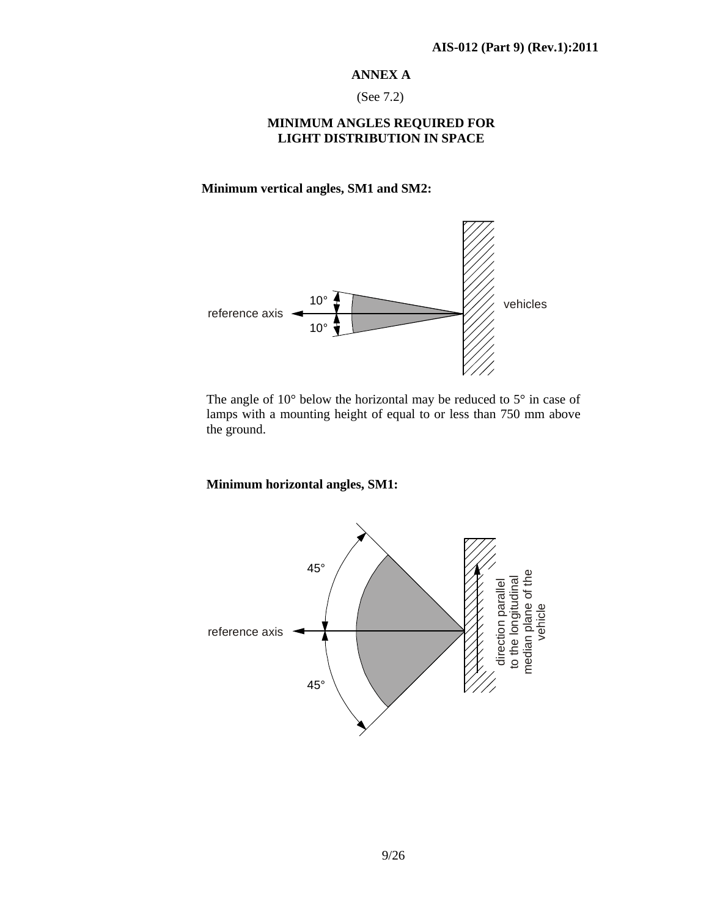# ANNEX A

(See 7.2)

## MINIMUM ANGLES REQUIRED FOR LIGHT DISTRIBUTION IN SPACE

**Minimum vertical angles, SM1 and SM2:**

The angle of 10° below the horizontal may be reduced to 5° in case of lamps with a mounting height of equal to or less than 750 mm above the ground.

**Minimum horizontal angles, SM1:**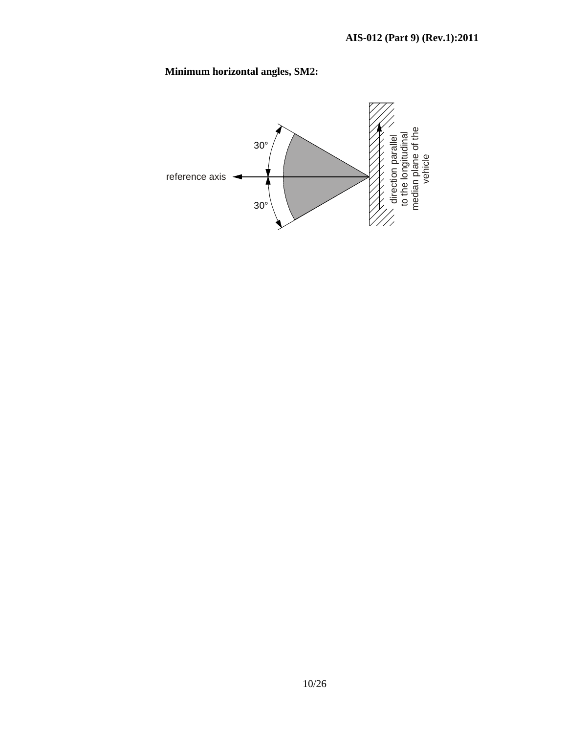**Minimum horizontal angles, SM2:**

reference axis

30°

30°

direction parallel to the longitudinal median plane of the vehicle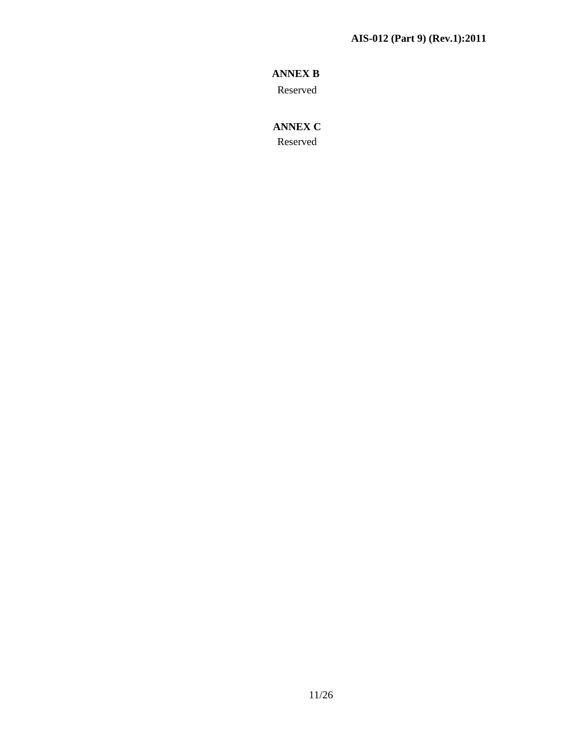## ANNEX B

Reserved

## ANNEX C

Reserved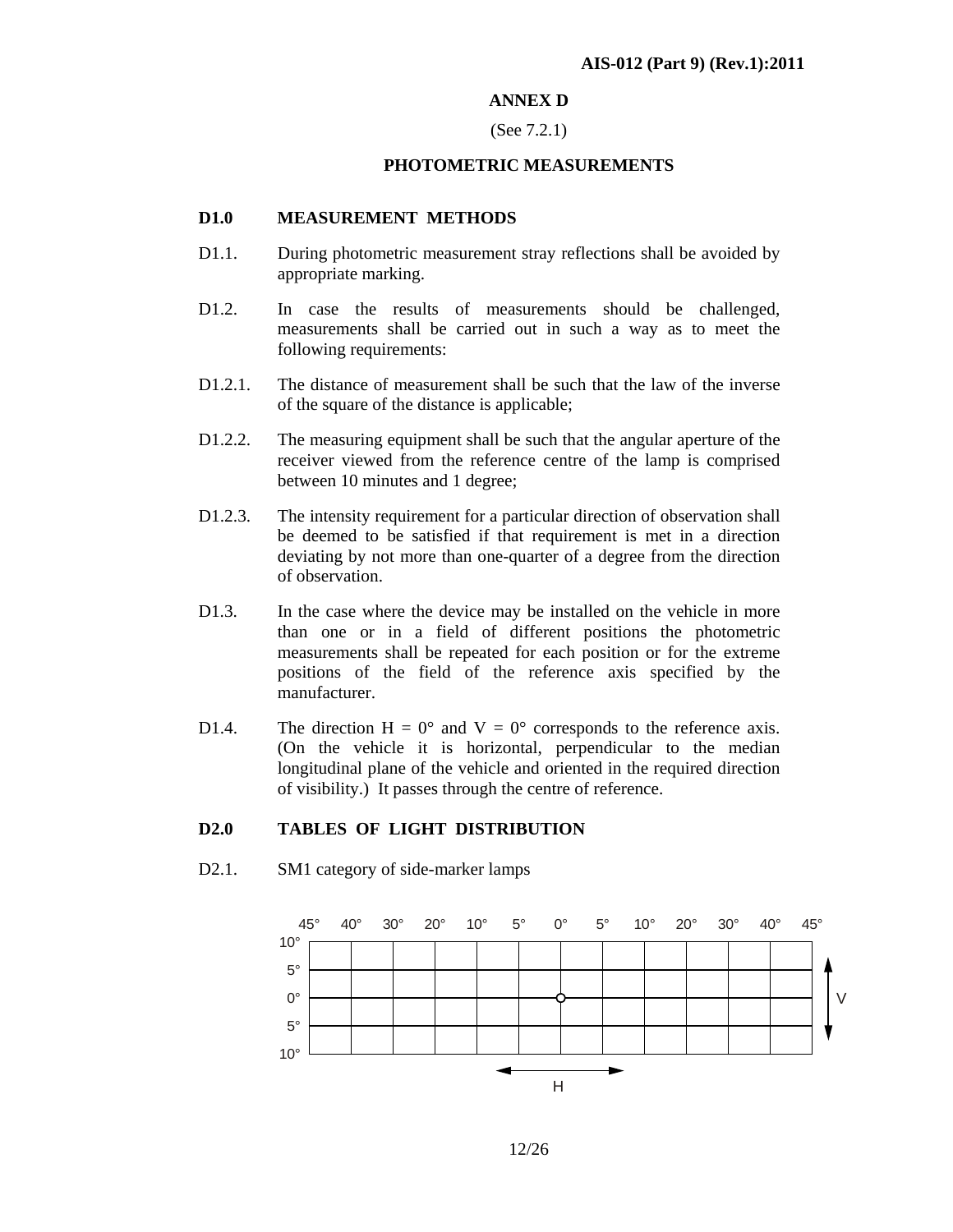# ANNEX D

(See 7.2.1)

## PHOTOMETRIC MEASUREMENTS

### D1.0 MEASUREMENT METHODS

D1.1. During photometric measurement stray reflections shall be avoided by appropriate marking.

D1.2. In case the results of measurements should be challenged, measurements shall be carried out in such a way as to meet the following requirements:

D1.2.1. The distance of measurement shall be such that the law of the inverse of the square of the distance is applicable;

D1.2.2. The measuring equipment shall be such that the angular aperture of the receiver viewed from the reference centre of the lamp is comprised between 10 minutes and 1 degree;

D1.2.3. The intensity requirement for a particular direction of observation shall be deemed to be satisfied if that requirement is met in a direction deviating by not more than one-quarter of a degree from the direction of observation.

D1.3. In the case where the device may be installed on the vehicle in more than one or in a field of different positions the photometric measurements shall be repeated for each position or for the extreme positions of the field of the reference axis specified by the manufacturer.

D1.4. The direction H = 0° and V = 0° corresponds to the reference axis. (On the vehicle it is horizontal, perpendicular to the median longitudinal plane of the vehicle and oriented in the required direction of visibility.) It passes through the centre of reference.

### D2.0 TABLES OF LIGHT DISTRIBUTION

D2.1. SM1 category of side-marker lamps

| | 45° | 40° | 30° | 20° | 10° | 5° | 0° | 5° | 10° | 20° | 30° | 40° | 45° |
|---|---|---|---|---|---|---|---|---|---|---|---|---|---|
| 10° | | | | | | | | | | | | | |
| 5° | | | | | | | | | | | | | |
| 0° | | | | | | | o | | | | | | |
| 5° | | | | | | | | | | | | | |
| 10° | | | | | | | | | | | | | |

V (vertical) / H (horizontal)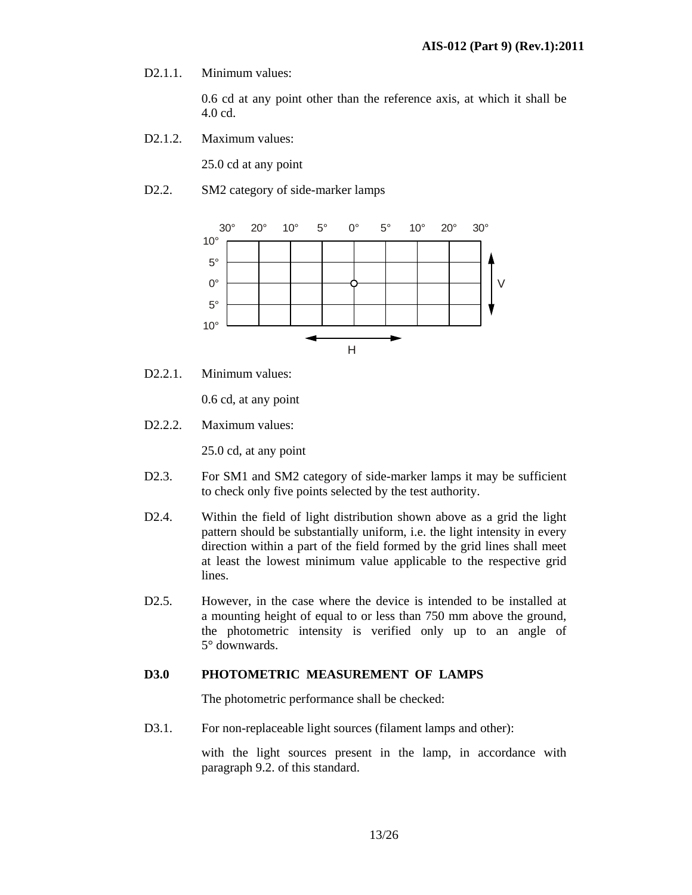D2.1.1. Minimum values:

0.6 cd at any point other than the reference axis, at which it shall be 4.0 cd.

D2.1.2. Maximum values:

25.0 cd at any point

D2.2. SM2 category of side-marker lamps

D2.2.1. Minimum values:

0.6 cd, at any point

D2.2.2. Maximum values:

25.0 cd, at any point

D2.3. For SM1 and SM2 category of side-marker lamps it may be sufficient to check only five points selected by the test authority.

D2.4. Within the field of light distribution shown above as a grid the light pattern should be substantially uniform, i.e. the light intensity in every direction within a part of the field formed by the grid lines shall meet at least the lowest minimum value applicable to the respective grid lines.

D2.5. However, in the case where the device is intended to be installed at a mounting height of equal to or less than 750 mm above the ground, the photometric intensity is verified only up to an angle of 5° downwards.

**D3.0 PHOTOMETRIC MEASUREMENT OF LAMPS**

The photometric performance shall be checked:

D3.1. For non-replaceable light sources (filament lamps and other):

with the light sources present in the lamp, in accordance with paragraph 9.2. of this standard.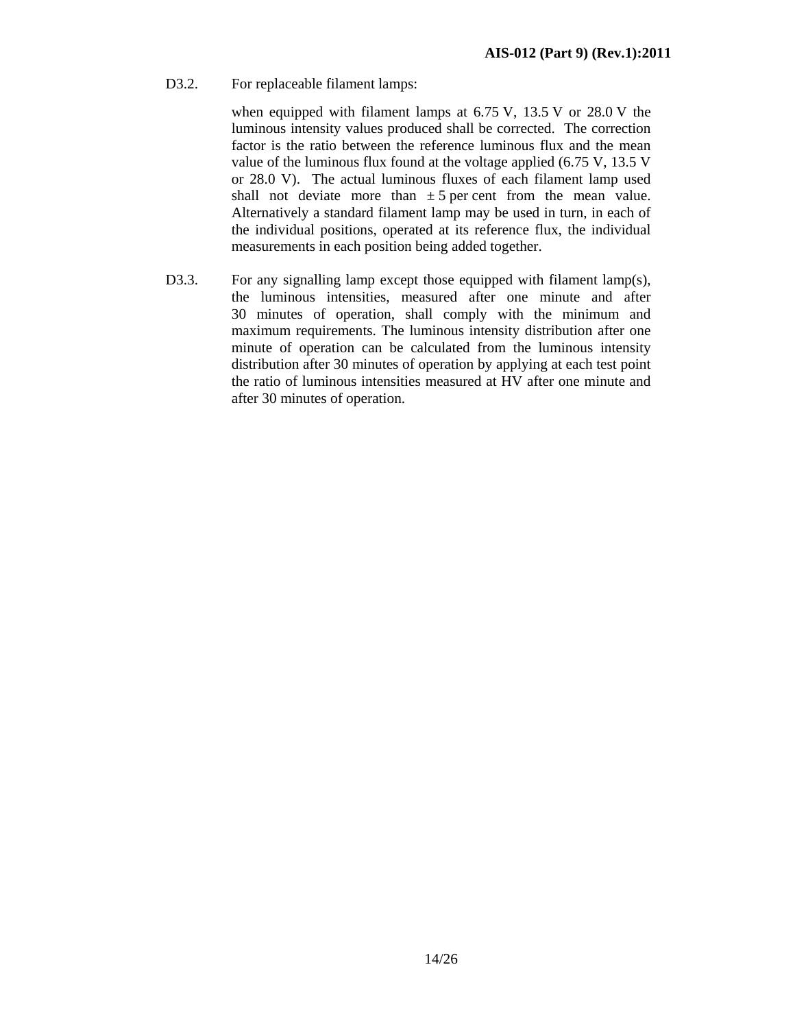D3.2. For replaceable filament lamps:

when equipped with filament lamps at 6.75 V, 13.5 V or 28.0 V the luminous intensity values produced shall be corrected. The correction factor is the ratio between the reference luminous flux and the mean value of the luminous flux found at the voltage applied (6.75 V, 13.5 V or 28.0 V). The actual luminous fluxes of each filament lamp used shall not deviate more than ± 5 per cent from the mean value. Alternatively a standard filament lamp may be used in turn, in each of the individual positions, operated at its reference flux, the individual measurements in each position being added together.

D3.3. For any signalling lamp except those equipped with filament lamp(s), the luminous intensities, measured after one minute and after 30 minutes of operation, shall comply with the minimum and maximum requirements. The luminous intensity distribution after one minute of operation can be calculated from the luminous intensity distribution after 30 minutes of operation by applying at each test point the ratio of luminous intensities measured at HV after one minute and after 30 minutes of operation.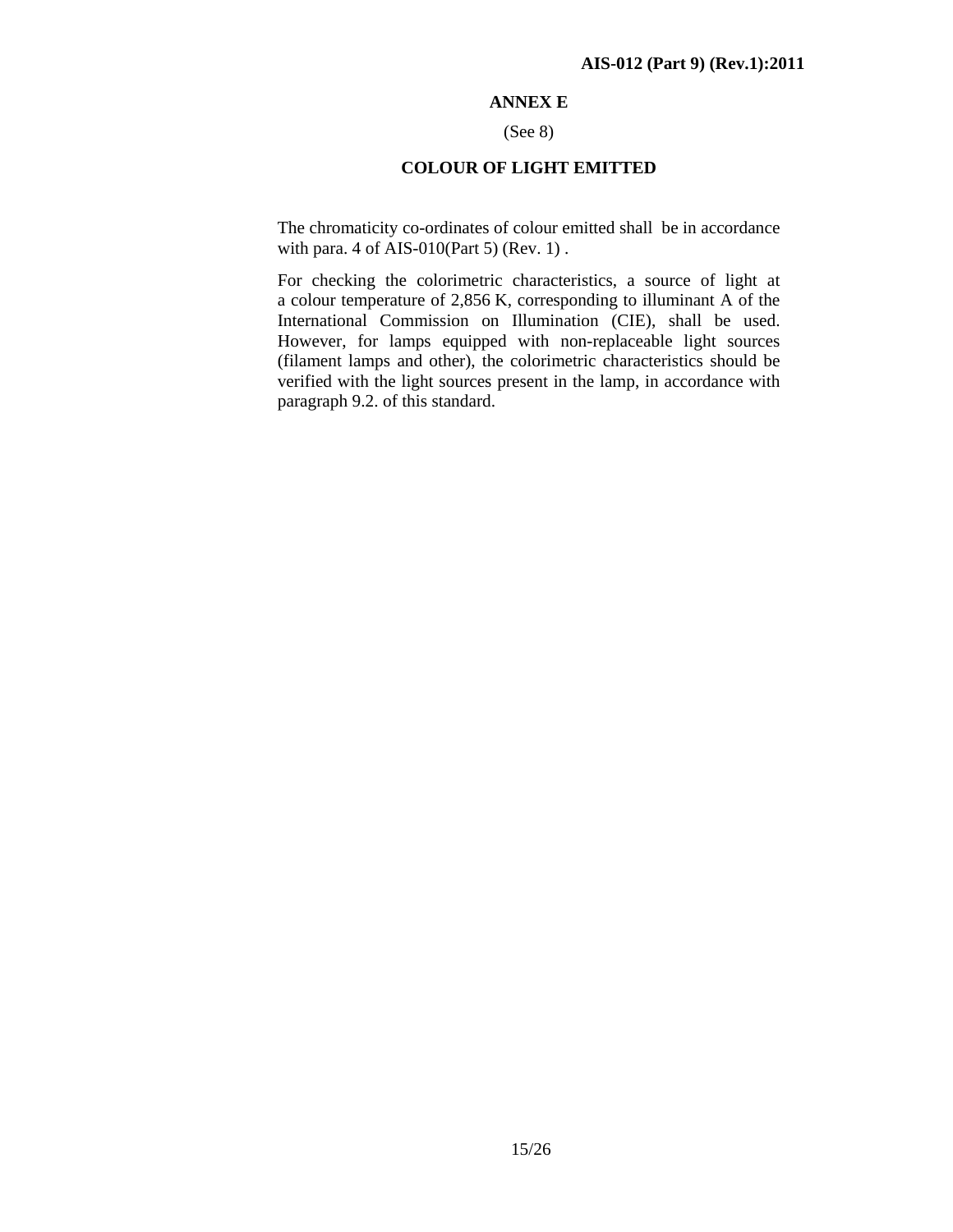## ANNEX E

(See 8)

### COLOUR OF LIGHT EMITTED

The chromaticity co-ordinates of colour emitted shall be in accordance with para. 4 of AIS-010(Part 5) (Rev. 1) .

For checking the colorimetric characteristics, a source of light at a colour temperature of 2,856 K, corresponding to illuminant A of the International Commission on Illumination (CIE), shall be used. However, for lamps equipped with non-replaceable light sources (filament lamps and other), the colorimetric characteristics should be verified with the light sources present in the lamp, in accordance with paragraph 9.2. of this standard.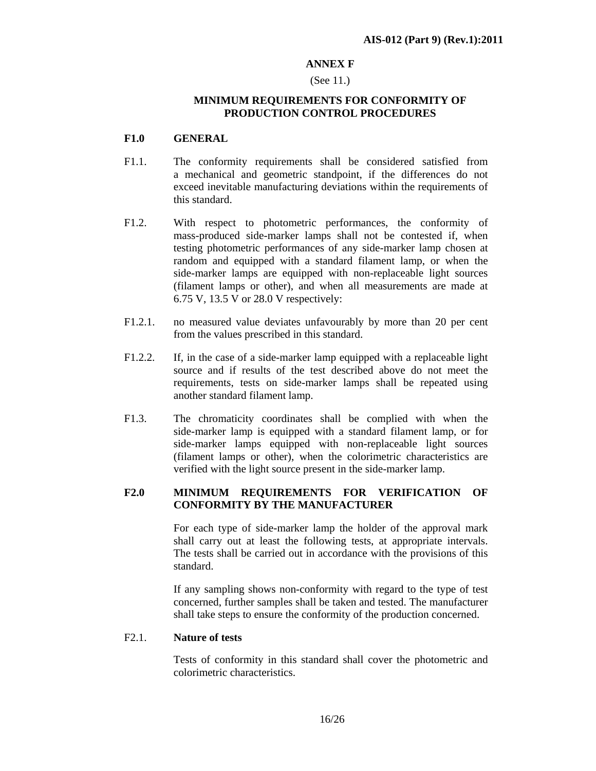## ANNEX F

(See 11.)

### MINIMUM REQUIREMENTS FOR CONFORMITY OF PRODUCTION CONTROL PROCEDURES

**F1.0 GENERAL**

F1.1. The conformity requirements shall be considered satisfied from a mechanical and geometric standpoint, if the differences do not exceed inevitable manufacturing deviations within the requirements of this standard.

F1.2. With respect to photometric performances, the conformity of mass-produced side-marker lamps shall not be contested if, when testing photometric performances of any side-marker lamp chosen at random and equipped with a standard filament lamp, or when the side-marker lamps are equipped with non-replaceable light sources (filament lamps or other), and when all measurements are made at 6.75 V, 13.5 V or 28.0 V respectively:

F1.2.1. no measured value deviates unfavourably by more than 20 per cent from the values prescribed in this standard.

F1.2.2. If, in the case of a side-marker lamp equipped with a replaceable light source and if results of the test described above do not meet the requirements, tests on side-marker lamps shall be repeated using another standard filament lamp.

F1.3. The chromaticity coordinates shall be complied with when the side-marker lamp is equipped with a standard filament lamp, or for side-marker lamps equipped with non-replaceable light sources (filament lamps or other), when the colorimetric characteristics are verified with the light source present in the side-marker lamp.

**F2.0 MINIMUM REQUIREMENTS FOR VERIFICATION OF CONFORMITY BY THE MANUFACTURER**

For each type of side-marker lamp the holder of the approval mark shall carry out at least the following tests, at appropriate intervals. The tests shall be carried out in accordance with the provisions of this standard.

If any sampling shows non-conformity with regard to the type of test concerned, further samples shall be taken and tested. The manufacturer shall take steps to ensure the conformity of the production concerned.

F2.1. **Nature of tests**

Tests of conformity in this standard shall cover the photometric and colorimetric characteristics.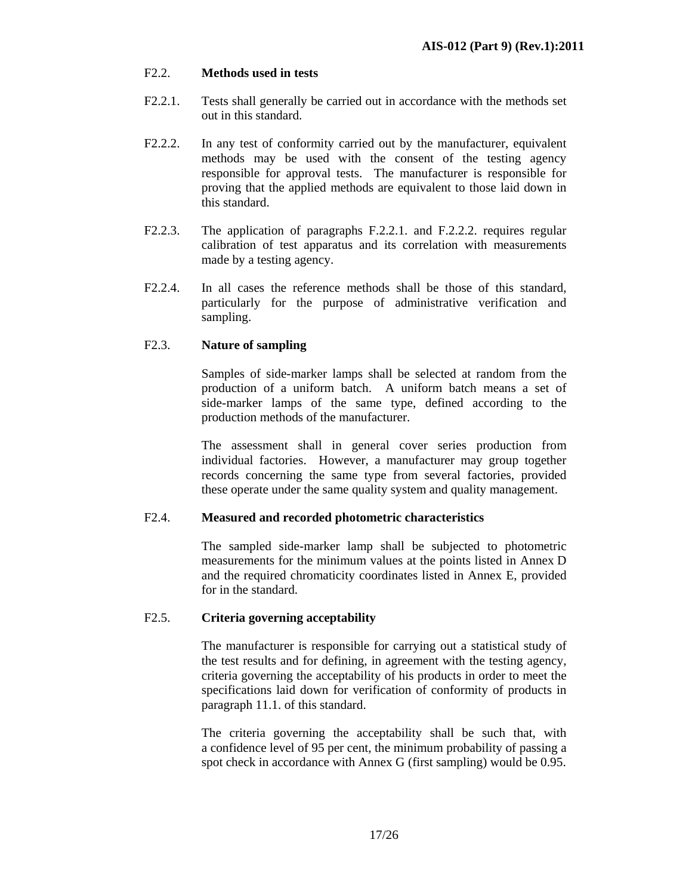F2.2. **Methods used in tests**

F2.2.1. Tests shall generally be carried out in accordance with the methods set out in this standard.

F2.2.2. In any test of conformity carried out by the manufacturer, equivalent methods may be used with the consent of the testing agency responsible for approval tests. The manufacturer is responsible for proving that the applied methods are equivalent to those laid down in this standard.

F2.2.3. The application of paragraphs F.2.2.1. and F.2.2.2. requires regular calibration of test apparatus and its correlation with measurements made by a testing agency.

F2.2.4. In all cases the reference methods shall be those of this standard, particularly for the purpose of administrative verification and sampling.

F2.3. **Nature of sampling**

Samples of side-marker lamps shall be selected at random from the production of a uniform batch. A uniform batch means a set of side-marker lamps of the same type, defined according to the production methods of the manufacturer.

The assessment shall in general cover series production from individual factories. However, a manufacturer may group together records concerning the same type from several factories, provided these operate under the same quality system and quality management.

F2.4. **Measured and recorded photometric characteristics**

The sampled side-marker lamp shall be subjected to photometric measurements for the minimum values at the points listed in Annex D and the required chromaticity coordinates listed in Annex E, provided for in the standard.

F2.5. **Criteria governing acceptability**

The manufacturer is responsible for carrying out a statistical study of the test results and for defining, in agreement with the testing agency, criteria governing the acceptability of his products in order to meet the specifications laid down for verification of conformity of products in paragraph 11.1. of this standard.

The criteria governing the acceptability shall be such that, with a confidence level of 95 per cent, the minimum probability of passing a spot check in accordance with Annex G (first sampling) would be 0.95.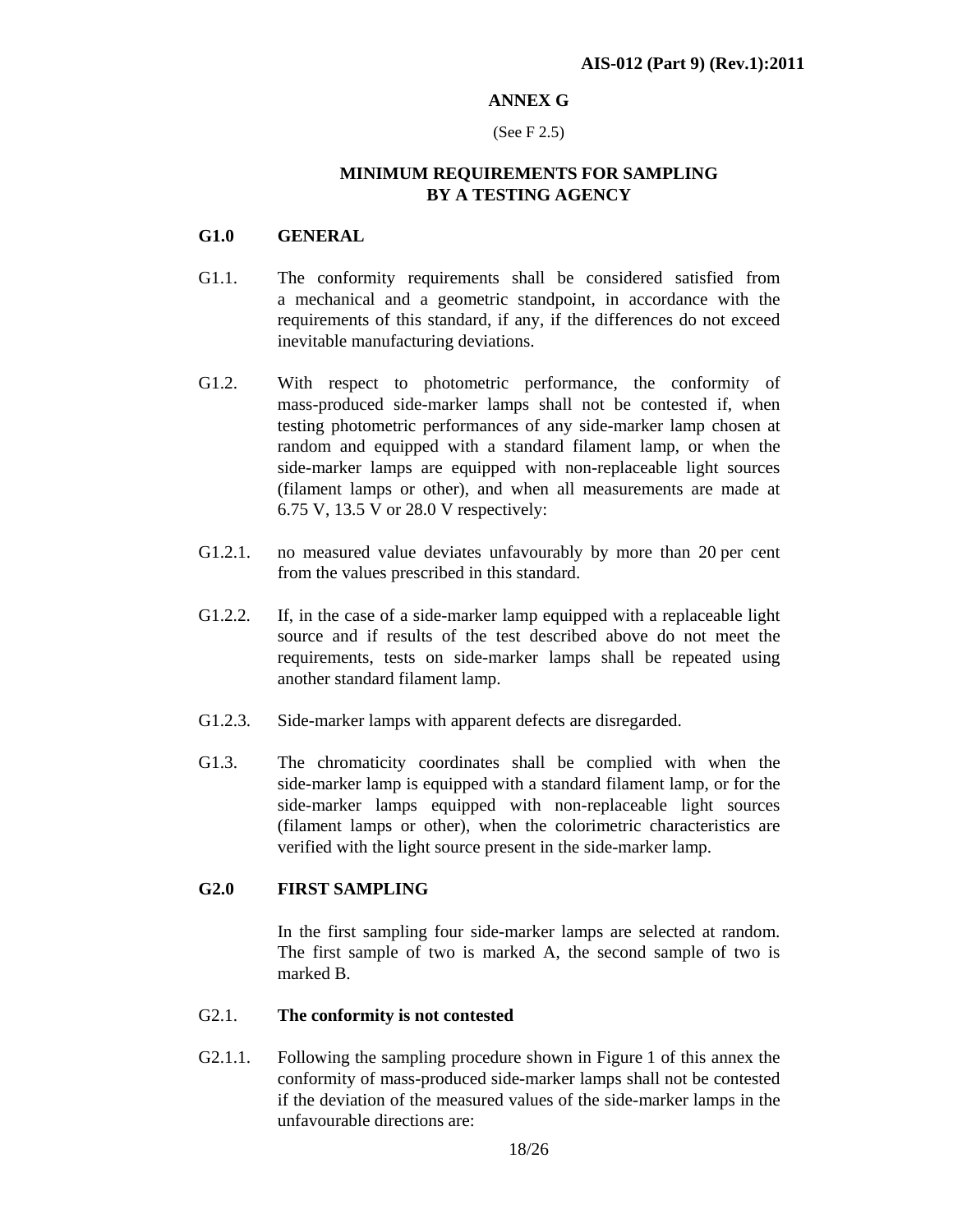# ANNEX G

(See F 2.5)

## MINIMUM REQUIREMENTS FOR SAMPLING BY A TESTING AGENCY

### G1.0 GENERAL

G1.1. The conformity requirements shall be considered satisfied from a mechanical and a geometric standpoint, in accordance with the requirements of this standard, if any, if the differences do not exceed inevitable manufacturing deviations.

G1.2. With respect to photometric performance, the conformity of mass-produced side-marker lamps shall not be contested if, when testing photometric performances of any side-marker lamp chosen at random and equipped with a standard filament lamp, or when the side-marker lamps are equipped with non-replaceable light sources (filament lamps or other), and when all measurements are made at 6.75 V, 13.5 V or 28.0 V respectively:

G1.2.1. no measured value deviates unfavourably by more than 20 per cent from the values prescribed in this standard.

G1.2.2. If, in the case of a side-marker lamp equipped with a replaceable light source and if results of the test described above do not meet the requirements, tests on side-marker lamps shall be repeated using another standard filament lamp.

G1.2.3. Side-marker lamps with apparent defects are disregarded.

G1.3. The chromaticity coordinates shall be complied with when the side-marker lamp is equipped with a standard filament lamp, or for the side-marker lamps equipped with non-replaceable light sources (filament lamps or other), when the colorimetric characteristics are verified with the light source present in the side-marker lamp.

### G2.0 FIRST SAMPLING

In the first sampling four side-marker lamps are selected at random. The first sample of two is marked A, the second sample of two is marked B.

G2.1. **The conformity is not contested**

G2.1.1. Following the sampling procedure shown in Figure 1 of this annex the conformity of mass-produced side-marker lamps shall not be contested if the deviation of the measured values of the side-marker lamps in the unfavourable directions are: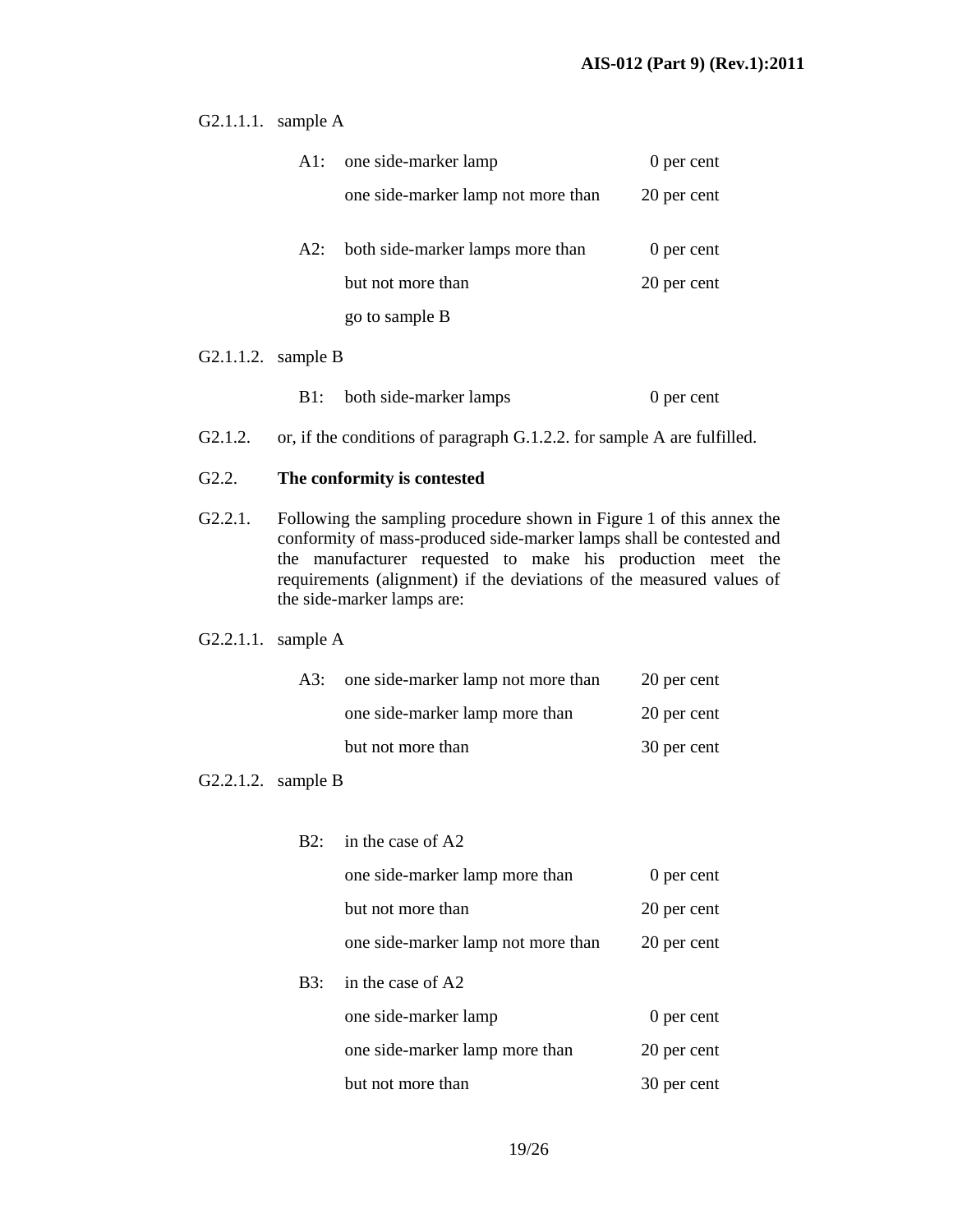G2.1.1.1. sample A

| | | |
|---|---|---|
| A1: | one side-marker lamp | 0 per cent |
| | one side-marker lamp not more than | 20 per cent |
| A2: | both side-marker lamps more than | 0 per cent |
| | but not more than | 20 per cent |
| | go to sample B | |

G2.1.1.2. sample B

| | | |
|---|---|---|
| B1: | both side-marker lamps | 0 per cent |

G2.1.2. or, if the conditions of paragraph G.1.2.2. for sample A are fulfilled.

G2.2. **The conformity is contested**

G2.2.1. Following the sampling procedure shown in Figure 1 of this annex the conformity of mass-produced side-marker lamps shall be contested and the manufacturer requested to make his production meet the requirements (alignment) if the deviations of the measured values of the side-marker lamps are:

G2.2.1.1. sample A

| | | |
|---|---|---|
| A3: | one side-marker lamp not more than | 20 per cent |
| | one side-marker lamp more than | 20 per cent |
| | but not more than | 30 per cent |

G2.2.1.2. sample B

| | | |
|---|---|---|
| B2: | in the case of A2 | |
| | one side-marker lamp more than | 0 per cent |
| | but not more than | 20 per cent |
| | one side-marker lamp not more than | 20 per cent |
| B3: | in the case of A2 | |
| | one side-marker lamp | 0 per cent |
| | one side-marker lamp more than | 20 per cent |
| | but not more than | 30 per cent |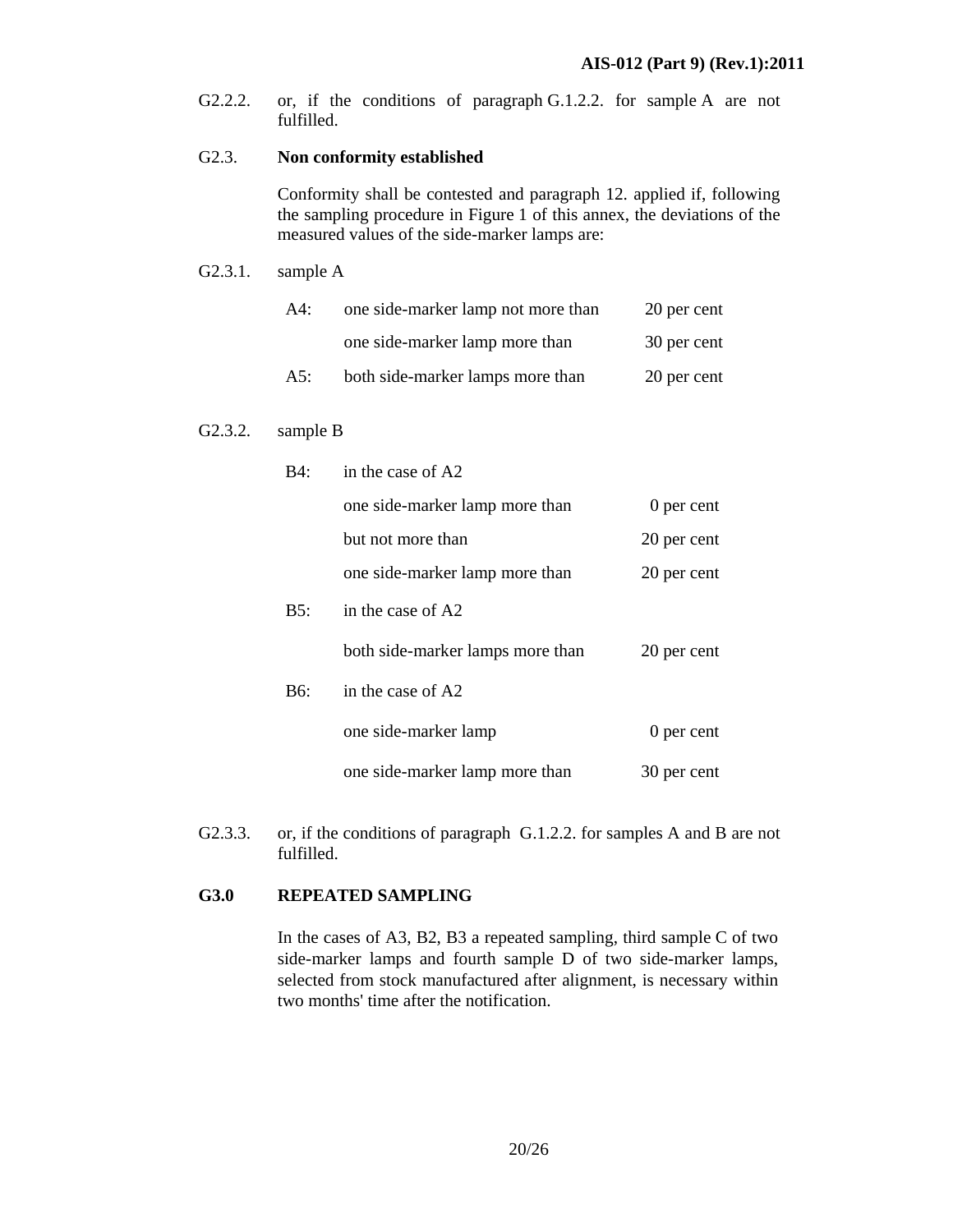G2.2.2. or, if the conditions of paragraph G.1.2.2. for sample A are not fulfilled.

G2.3. **Non conformity established**

Conformity shall be contested and paragraph 12. applied if, following the sampling procedure in Figure 1 of this annex, the deviations of the measured values of the side-marker lamps are:

G2.3.1. sample A

| | | |
|---|---|---|
| A4: | one side-marker lamp not more than | 20 per cent |
| | one side-marker lamp more than | 30 per cent |
| A5: | both side-marker lamps more than | 20 per cent |

G2.3.2. sample B

| | | |
|---|---|---|
| B4: | in the case of A2 | |
| | one side-marker lamp more than | 0 per cent |
| | but not more than | 20 per cent |
| | one side-marker lamp more than | 20 per cent |
| B5: | in the case of A2 | |
| | both side-marker lamps more than | 20 per cent |
| B6: | in the case of A2 | |
| | one side-marker lamp | 0 per cent |
| | one side-marker lamp more than | 30 per cent |

G2.3.3. or, if the conditions of paragraph G.1.2.2. for samples A and B are not fulfilled.

## G3.0 REPEATED SAMPLING

In the cases of A3, B2, B3 a repeated sampling, third sample C of two side-marker lamps and fourth sample D of two side-marker lamps, selected from stock manufactured after alignment, is necessary within two months' time after the notification.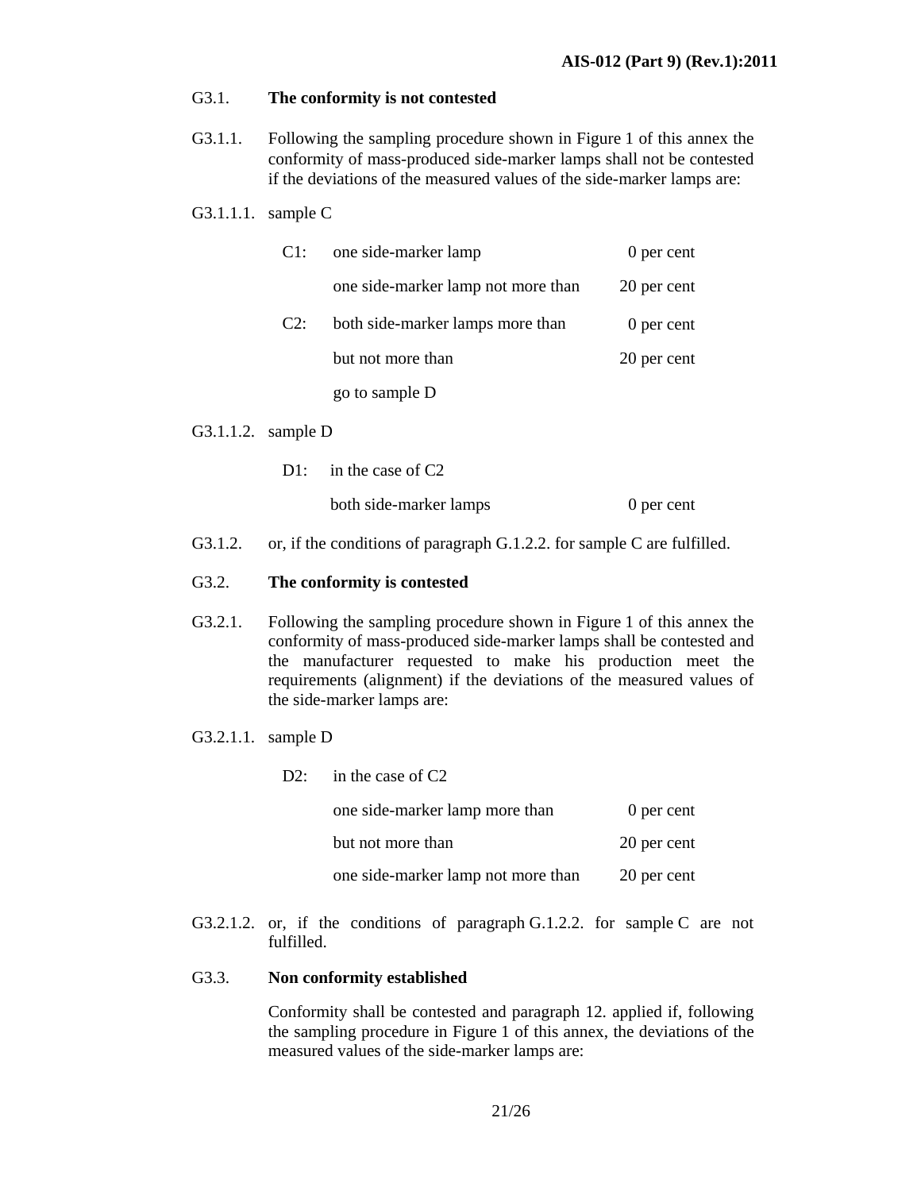G3.1. **The conformity is not contested**

G3.1.1. Following the sampling procedure shown in Figure 1 of this annex the conformity of mass-produced side-marker lamps shall not be contested if the deviations of the measured values of the side-marker lamps are:

G3.1.1.1. sample C

| | | |
|---|---|---|
| C1: | one side-marker lamp | 0 per cent |
| | one side-marker lamp not more than | 20 per cent |
| C2: | both side-marker lamps more than | 0 per cent |
| | but not more than | 20 per cent |
| | go to sample D | |

G3.1.1.2. sample D

| | | |
|---|---|---|
| D1: | in the case of C2 | |
| | both side-marker lamps | 0 per cent |

G3.1.2. or, if the conditions of paragraph G.1.2.2. for sample C are fulfilled.

G3.2. **The conformity is contested**

G3.2.1. Following the sampling procedure shown in Figure 1 of this annex the conformity of mass-produced side-marker lamps shall be contested and the manufacturer requested to make his production meet the requirements (alignment) if the deviations of the measured values of the side-marker lamps are:

G3.2.1.1. sample D

| | | |
|---|---|---|
| D2: | in the case of C2 | |
| | one side-marker lamp more than | 0 per cent |
| | but not more than | 20 per cent |
| | one side-marker lamp not more than | 20 per cent |

G3.2.1.2. or, if the conditions of paragraph G.1.2.2. for sample C are not fulfilled.

G3.3. **Non conformity established**

Conformity shall be contested and paragraph 12. applied if, following the sampling procedure in Figure 1 of this annex, the deviations of the measured values of the side-marker lamps are: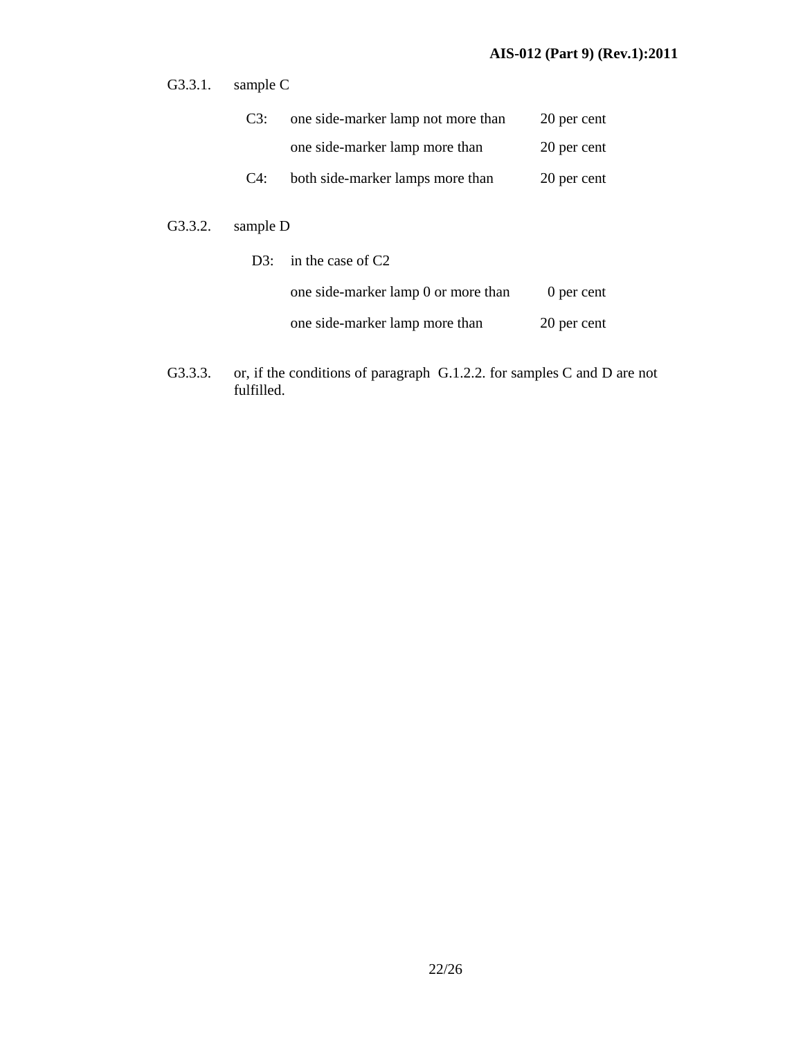G3.3.1. sample C

| | | |
|---|---|---|
| C3: | one side-marker lamp not more than | 20 per cent |
| | one side-marker lamp more than | 20 per cent |
| C4: | both side-marker lamps more than | 20 per cent |

G3.3.2. sample D

| | | |
|---|---|---|
| D3: | in the case of C2 | |
| | one side-marker lamp 0 or more than | 0 per cent |
| | one side-marker lamp more than | 20 per cent |

G3.3.3. or, if the conditions of paragraph G.1.2.2. for samples C and D are not fulfilled.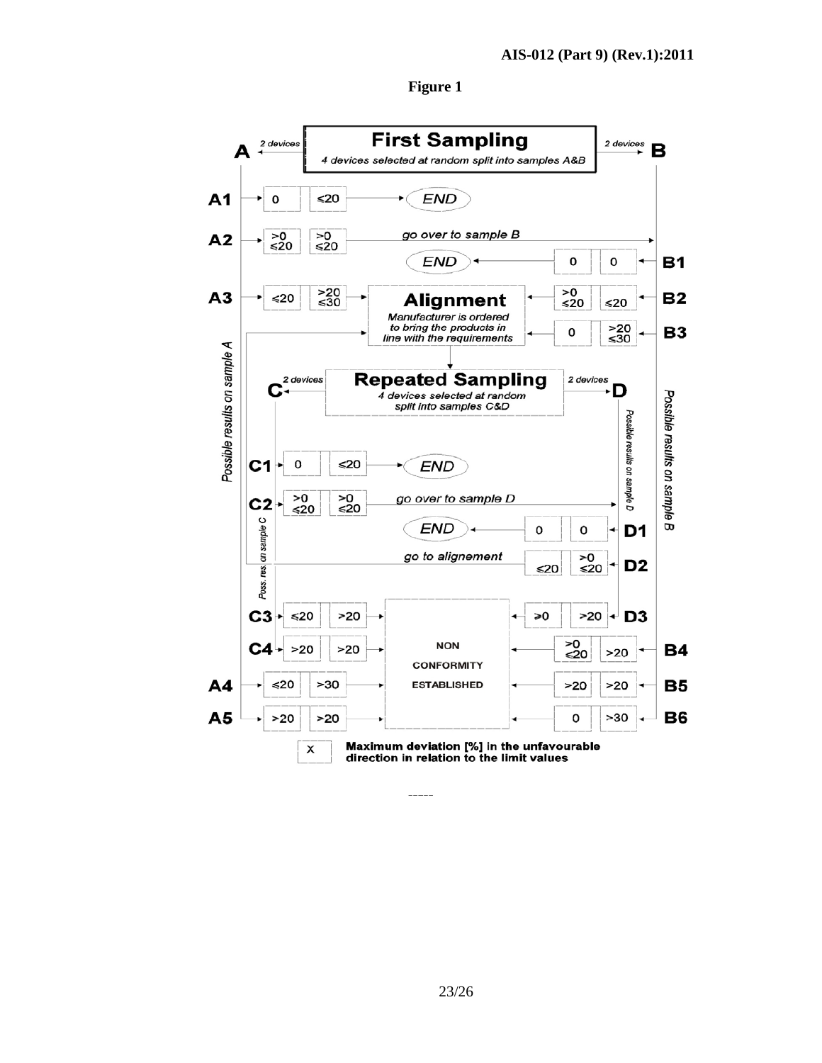**Figure 1**

**First Sampling**

*4 devices selected at random split into samples A&B*

A ← 2 devices | 2 devices → B

*Possible results on sample A* | *Possible results on sample B*

| Result | Device 1 | Device 2 | Outcome |
|---|---|---|---|
| A1 | 0 | ≤20 | END |
| A2 | >0 ≤20 | >0 ≤20 | go over to sample B |
| B1 | 0 | 0 | END |
| A3 | ≤20 | >20 ≤30 | Alignment |
| B2 | >0 ≤20 | ≤20 | Alignment |
| B3 | 0 | >20 ≤30 | Alignment |

**Alignment**

*Manufacturer is ordered to bring the products in line with the requirements*

**Repeated Sampling**

*4 devices selected at random split into samples C&D*

C ← 2 devices | 2 devices → D

*Poss. res. on sample C* | *Possible results on sample D*

| Result | Device 1 | Device 2 | Outcome |
|---|---|---|---|
| C1 | 0 | ≤20 | END |
| C2 | >0 ≤20 | >0 ≤20 | go over to sample D |
| D1 | 0 | 0 | END |
| D2 | ≤20 | >0 ≤20 | go to alignement |
| C3 | ≤20 | >20 | NON CONFORMITY ESTABLISHED |
| D3 | ≥0 | >20 | NON CONFORMITY ESTABLISHED |
| C4 | >20 | >20 | NON CONFORMITY ESTABLISHED |
| B4 | >0 ≤20 | >20 | NON CONFORMITY ESTABLISHED |
| A4 | ≤20 | >30 | NON CONFORMITY ESTABLISHED |
| B5 | >20 | >20 | NON CONFORMITY ESTABLISHED |
| A5 | >20 | >20 | NON CONFORMITY ESTABLISHED |
| B6 | 0 | >30 | NON CONFORMITY ESTABLISHED |

X — **Maximum deviation [%] in the unfavourable direction in relation to the limit values**

-----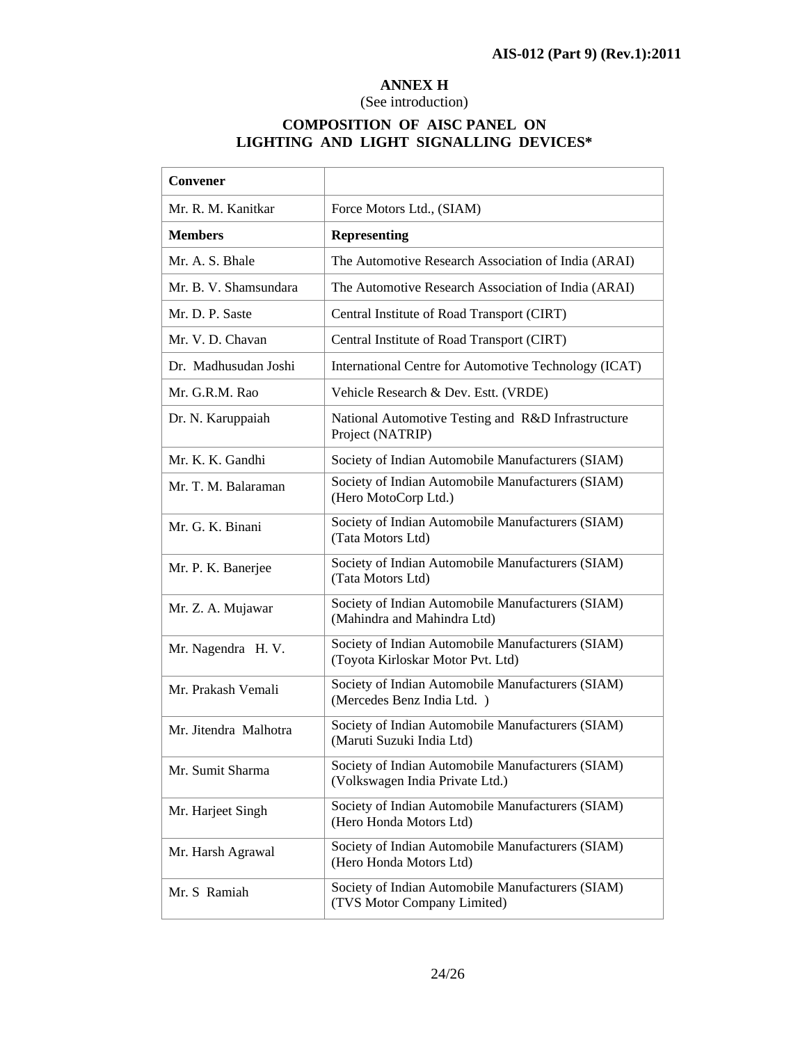## ANNEX H

(See introduction)

## COMPOSITION OF AISC PANEL ON LIGHTING AND LIGHT SIGNALLING DEVICES*

| **Convener** | |
|---|---|
| Mr. R. M. Kanitkar | Force Motors Ltd., (SIAM) |
| **Members** | **Representing** |
| Mr. A. S. Bhale | The Automotive Research Association of India (ARAI) |
| Mr. B. V. Shamsundara | The Automotive Research Association of India (ARAI) |
| Mr. D. P. Saste | Central Institute of Road Transport (CIRT) |
| Mr. V. D. Chavan | Central Institute of Road Transport (CIRT) |
| Dr. Madhusudan Joshi | International Centre for Automotive Technology (ICAT) |
| Mr. G.R.M. Rao | Vehicle Research & Dev. Estt. (VRDE) |
| Dr. N. Karuppaiah | National Automotive Testing and R&D Infrastructure Project (NATRIP) |
| Mr. K. K. Gandhi | Society of Indian Automobile Manufacturers (SIAM) |
| Mr. T. M. Balaraman | Society of Indian Automobile Manufacturers (SIAM) (Hero MotoCorp Ltd.) |
| Mr. G. K. Binani | Society of Indian Automobile Manufacturers (SIAM) (Tata Motors Ltd) |
| Mr. P. K. Banerjee | Society of Indian Automobile Manufacturers (SIAM) (Tata Motors Ltd) |
| Mr. Z. A. Mujawar | Society of Indian Automobile Manufacturers (SIAM) (Mahindra and Mahindra Ltd) |
| Mr. Nagendra H. V. | Society of Indian Automobile Manufacturers (SIAM) (Toyota Kirloskar Motor Pvt. Ltd) |
| Mr. Prakash Vemali | Society of Indian Automobile Manufacturers (SIAM) (Mercedes Benz India Ltd. ) |
| Mr. Jitendra Malhotra | Society of Indian Automobile Manufacturers (SIAM) (Maruti Suzuki India Ltd) |
| Mr. Sumit Sharma | Society of Indian Automobile Manufacturers (SIAM) (Volkswagen India Private Ltd.) |
| Mr. Harjeet Singh | Society of Indian Automobile Manufacturers (SIAM) (Hero Honda Motors Ltd) |
| Mr. Harsh Agrawal | Society of Indian Automobile Manufacturers (SIAM) (Hero Honda Motors Ltd) |
| Mr. S Ramiah | Society of Indian Automobile Manufacturers (SIAM) (TVS Motor Company Limited) |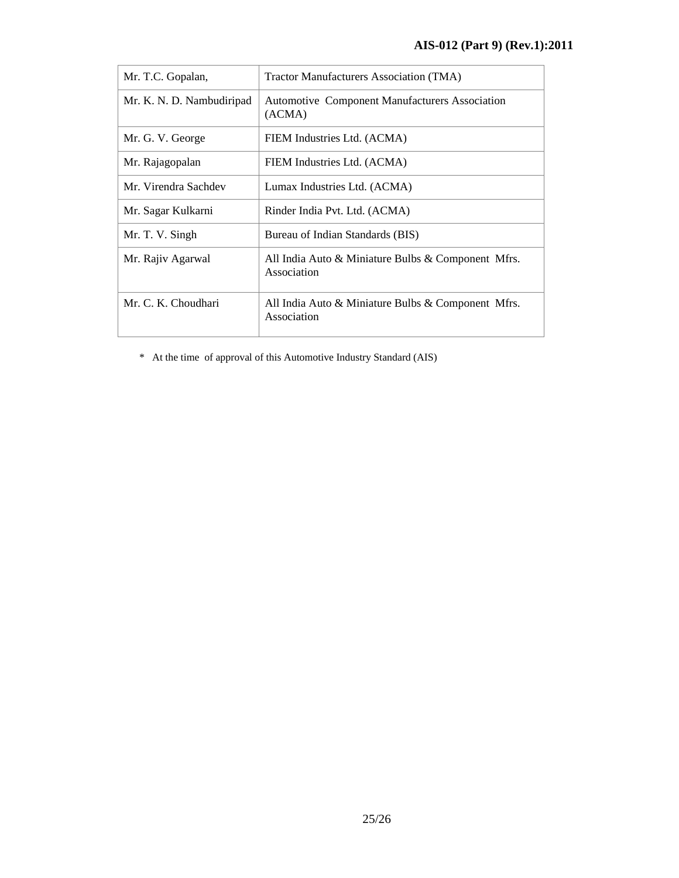| Mr. T.C. Gopalan, | Tractor Manufacturers Association (TMA) |
|---|---|
| Mr. K. N. D. Nambudiripad | Automotive Component Manufacturers Association (ACMA) |
| Mr. G. V. George | FIEM Industries Ltd. (ACMA) |
| Mr. Rajagopalan | FIEM Industries Ltd. (ACMA) |
| Mr. Virendra Sachdev | Lumax Industries Ltd. (ACMA) |
| Mr. Sagar Kulkarni | Rinder India Pvt. Ltd. (ACMA) |
| Mr. T. V. Singh | Bureau of Indian Standards (BIS) |
| Mr. Rajiv Agarwal | All India Auto & Miniature Bulbs & Component Mfrs. Association |
| Mr. C. K. Choudhari | All India Auto & Miniature Bulbs & Component Mfrs. Association |

\* At the time of approval of this Automotive Industry Standard (AIS)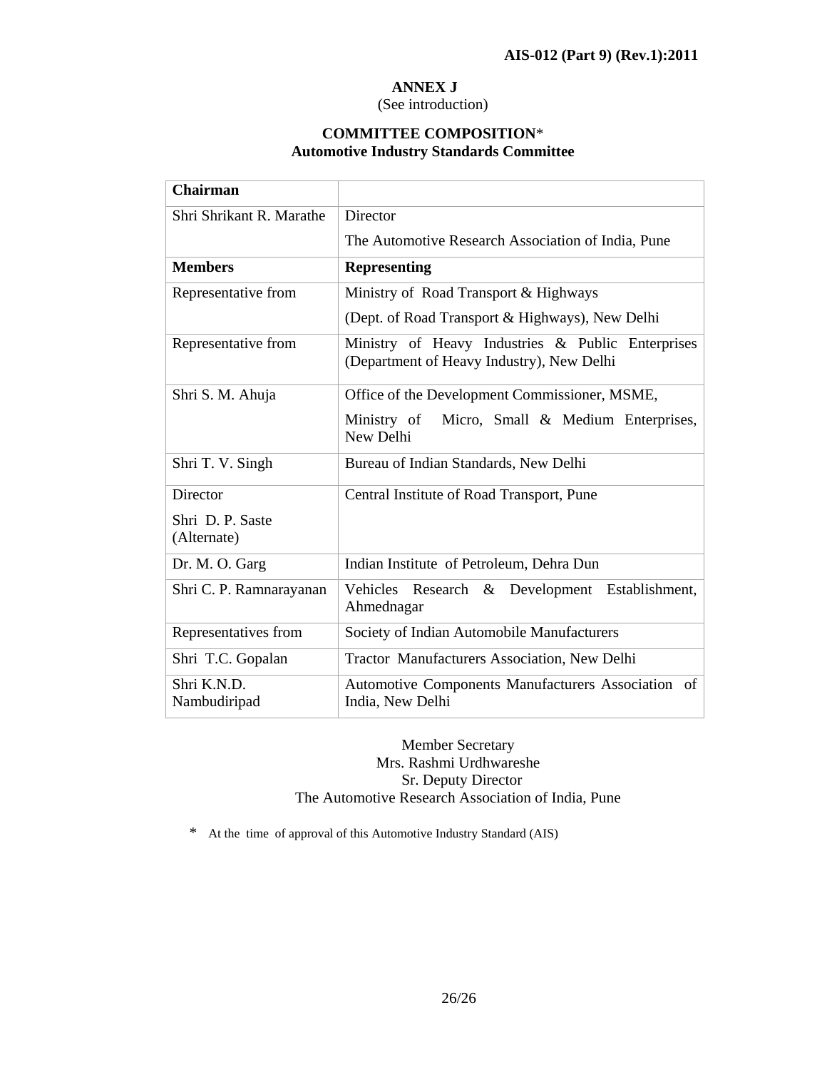## ANNEX J

(See introduction)

### COMMITTEE COMPOSITION*
### Automotive Industry Standards Committee

| **Chairman** | |
|---|---|
| Shri Shrikant R. Marathe | Director<br>The Automotive Research Association of India, Pune |
| **Members** | **Representing** |
| Representative from | Ministry of Road Transport & Highways<br>(Dept. of Road Transport & Highways), New Delhi |
| Representative from | Ministry of Heavy Industries & Public Enterprises (Department of Heavy Industry), New Delhi |
| Shri S. M. Ahuja | Office of the Development Commissioner, MSME,<br>Ministry of Micro, Small & Medium Enterprises, New Delhi |
| Shri T. V. Singh | Bureau of Indian Standards, New Delhi |
| Director<br>Shri D. P. Saste (Alternate) | Central Institute of Road Transport, Pune |
| Dr. M. O. Garg | Indian Institute of Petroleum, Dehra Dun |
| Shri C. P. Ramnarayanan | Vehicles Research & Development Establishment, Ahmednagar |
| Representatives from | Society of Indian Automobile Manufacturers |
| Shri T.C. Gopalan | Tractor Manufacturers Association, New Delhi |
| Shri K.N.D. Nambudiripad | Automotive Components Manufacturers Association of India, New Delhi |

Member Secretary
Mrs. Rashmi Urdhwareshe
Sr. Deputy Director
The Automotive Research Association of India, Pune

\* At the time of approval of this Automotive Industry Standard (AIS)